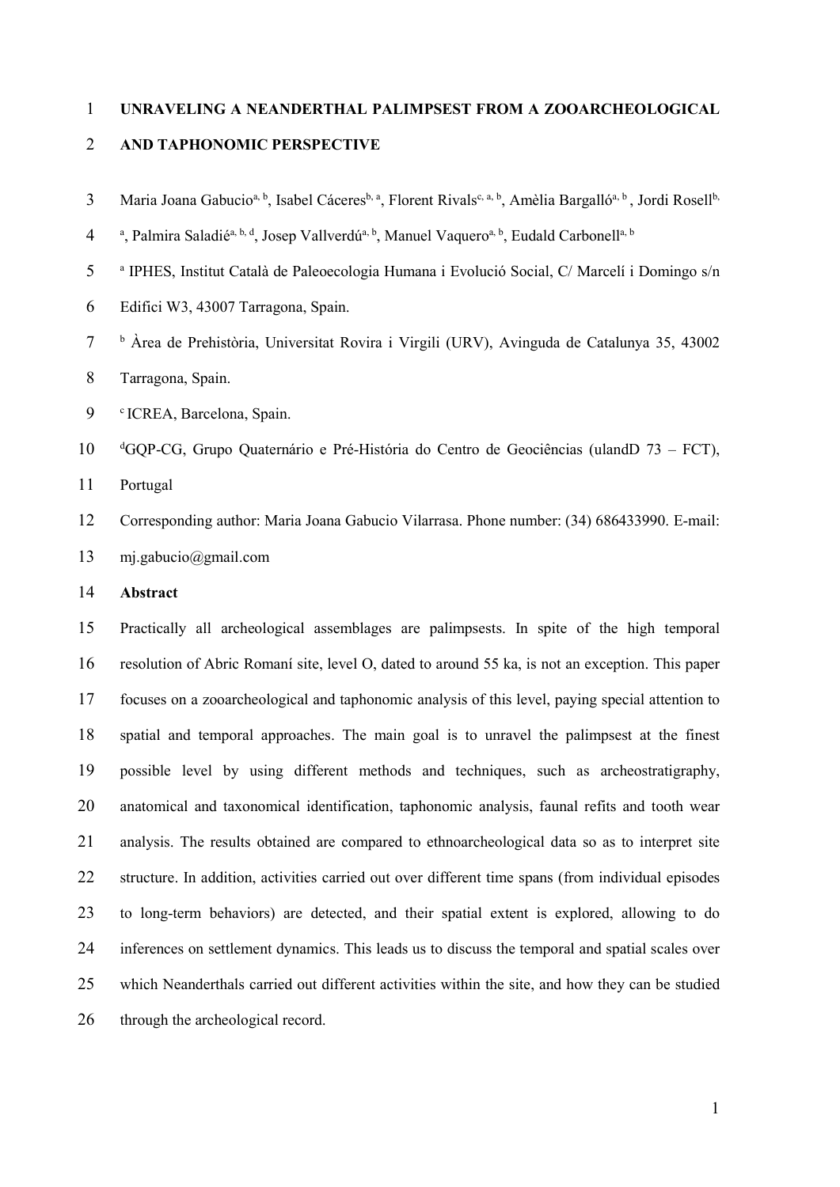# UNRAVELING A NEANDERTHAL PALIMPSEST FROM A ZOOARCHEOLOGICAL AND TAPHONOMIC PERSPECTIVE

Maria Joana Gabucio[a, b], Isabel Cáceres[b, a], Florent Rivals[c, a, b], Amèlia Bargalló[a, b], Jordi Rosell[b, a], Palmira Saladié[a, b, d], Josep Vallverdú[a, b], Manuel Vaquero[a, b], Eudald Carbonell[a, b]

[a] IPHES, Institut Català de Paleoecologia Humana i Evolució Social, C/ Marcelí i Domingo s/n Edifici W3, 43007 Tarragona, Spain.

[b] Àrea de Prehistòria, Universitat Rovira i Virgili (URV), Avinguda de Catalunya 35, 43002 Tarragona, Spain.

[c] ICREA, Barcelona, Spain.

[d] GQP-CG, Grupo Quaternário e Pré-História do Centro de Geociências (ulandD 73 – FCT), Portugal

Corresponding author: Maria Joana Gabucio Vilarrasa. Phone number: (34) 686433990. E-mail: mj.gabucio@gmail.com

**Abstract**

Practically all archeological assemblages are palimpsests. In spite of the high temporal resolution of Abric Romaní site, level O, dated to around 55 ka, is not an exception. This paper focuses on a zooarcheological and taphonomic analysis of this level, paying special attention to spatial and temporal approaches. The main goal is to unravel the palimpsest at the finest possible level by using different methods and techniques, such as archeostratigraphy, anatomical and taxonomical identification, taphonomic analysis, faunal refits and tooth wear analysis. The results obtained are compared to ethnoarcheological data so as to interpret site structure. In addition, activities carried out over different time spans (from individual episodes to long-term behaviors) are detected, and their spatial extent is explored, allowing to do inferences on settlement dynamics. This leads us to discuss the temporal and spatial scales over which Neanderthals carried out different activities within the site, and how they can be studied through the archeological record.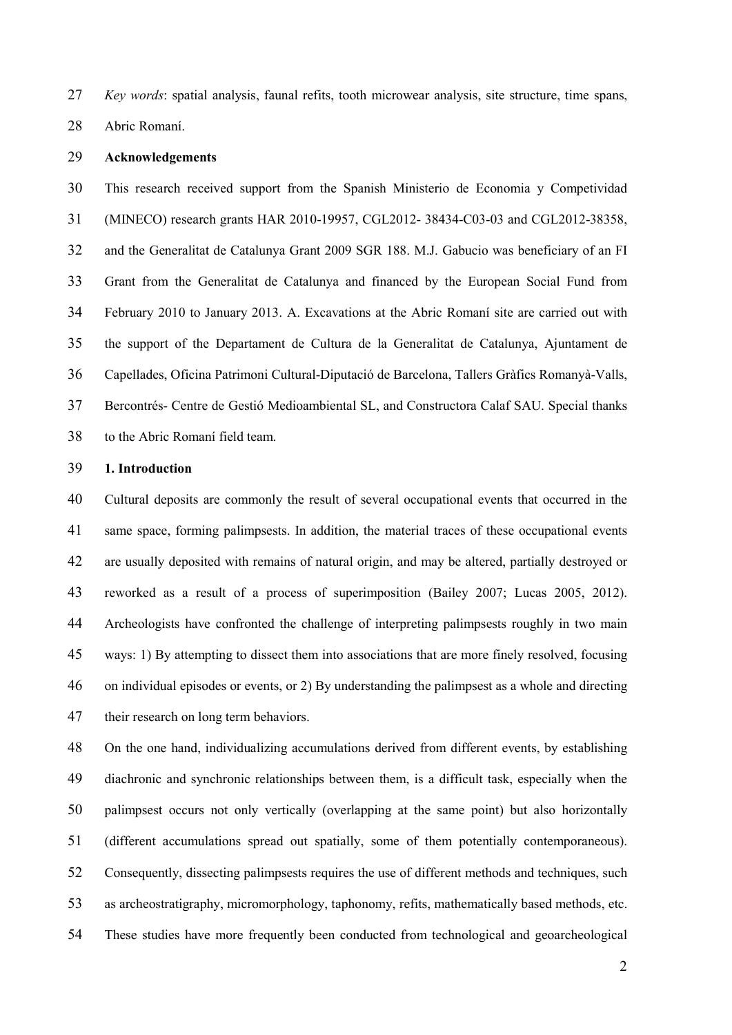*Key words*: spatial analysis, faunal refits, tooth microwear analysis, site structure, time spans, Abric Romaní.

**Acknowledgements**

This research received support from the Spanish Ministerio de Economia y Competividad (MINECO) research grants HAR 2010-19957, CGL2012- 38434-C03-03 and CGL2012-38358, and the Generalitat de Catalunya Grant 2009 SGR 188. M.J. Gabucio was beneficiary of an FI Grant from the Generalitat de Catalunya and financed by the European Social Fund from February 2010 to January 2013. A. Excavations at the Abric Romaní site are carried out with the support of the Departament de Cultura de la Generalitat de Catalunya, Ajuntament de Capellades, Oficina Patrimoni Cultural-Diputació de Barcelona, Tallers Gràfics Romanyà-Valls, Bercontrés- Centre de Gestió Medioambiental SL, and Constructora Calaf SAU. Special thanks to the Abric Romaní field team.

## 1. Introduction

Cultural deposits are commonly the result of several occupational events that occurred in the same space, forming palimpsests. In addition, the material traces of these occupational events are usually deposited with remains of natural origin, and may be altered, partially destroyed or reworked as a result of a process of superimposition (Bailey 2007; Lucas 2005, 2012). Archeologists have confronted the challenge of interpreting palimpsests roughly in two main ways: 1) By attempting to dissect them into associations that are more finely resolved, focusing on individual episodes or events, or 2) By understanding the palimpsest as a whole and directing their research on long term behaviors.

On the one hand, individualizing accumulations derived from different events, by establishing diachronic and synchronic relationships between them, is a difficult task, especially when the palimpsest occurs not only vertically (overlapping at the same point) but also horizontally (different accumulations spread out spatially, some of them potentially contemporaneous). Consequently, dissecting palimpsests requires the use of different methods and techniques, such as archeostratigraphy, micromorphology, taphonomy, refits, mathematically based methods, etc. These studies have more frequently been conducted from technological and geoarcheological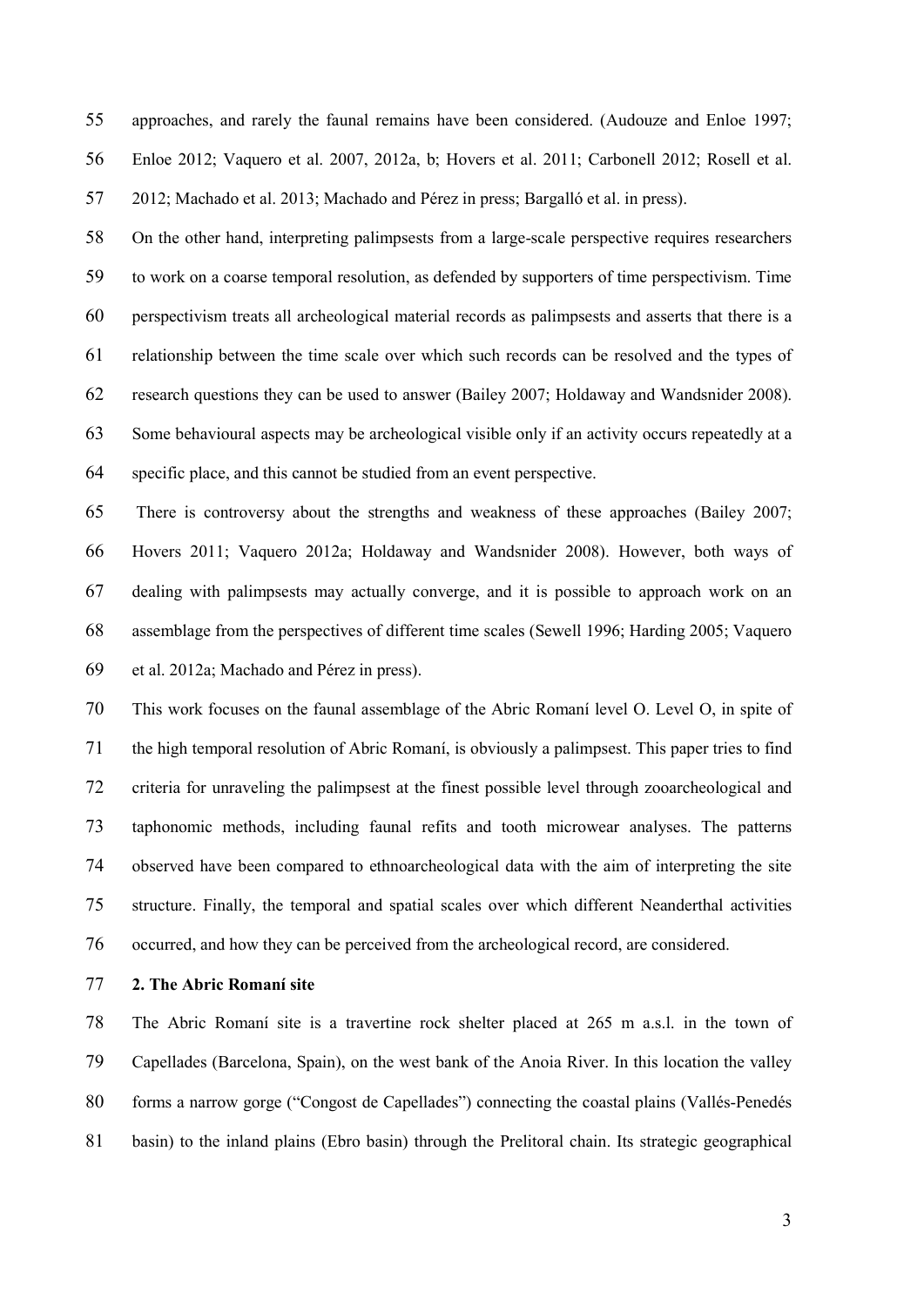approaches, and rarely the faunal remains have been considered. (Audouze and Enloe 1997; Enloe 2012; Vaquero et al. 2007, 2012a, b; Hovers et al. 2011; Carbonell 2012; Rosell et al. 2012; Machado et al. 2013; Machado and Pérez in press; Bargalló et al. in press).

On the other hand, interpreting palimpsests from a large-scale perspective requires researchers to work on a coarse temporal resolution, as defended by supporters of time perspectivism. Time perspectivism treats all archeological material records as palimpsests and asserts that there is a relationship between the time scale over which such records can be resolved and the types of research questions they can be used to answer (Bailey 2007; Holdaway and Wandsnider 2008). Some behavioural aspects may be archeological visible only if an activity occurs repeatedly at a specific place, and this cannot be studied from an event perspective.

There is controversy about the strengths and weakness of these approaches (Bailey 2007; Hovers 2011; Vaquero 2012a; Holdaway and Wandsnider 2008). However, both ways of dealing with palimpsests may actually converge, and it is possible to approach work on an assemblage from the perspectives of different time scales (Sewell 1996; Harding 2005; Vaquero et al. 2012a; Machado and Pérez in press).

This work focuses on the faunal assemblage of the Abric Romaní level O. Level O, in spite of the high temporal resolution of Abric Romaní, is obviously a palimpsest. This paper tries to find criteria for unraveling the palimpsest at the finest possible level through zooarcheological and taphonomic methods, including faunal refits and tooth microwear analyses. The patterns observed have been compared to ethnoarcheological data with the aim of interpreting the site structure. Finally, the temporal and spatial scales over which different Neanderthal activities occurred, and how they can be perceived from the archeological record, are considered.

## 2. The Abric Romaní site

The Abric Romaní site is a travertine rock shelter placed at 265 m a.s.l. in the town of Capellades (Barcelona, Spain), on the west bank of the Anoia River. In this location the valley forms a narrow gorge ("Congost de Capellades") connecting the coastal plains (Vallés-Penedés basin) to the inland plains (Ebro basin) through the Prelitoral chain. Its strategic geographical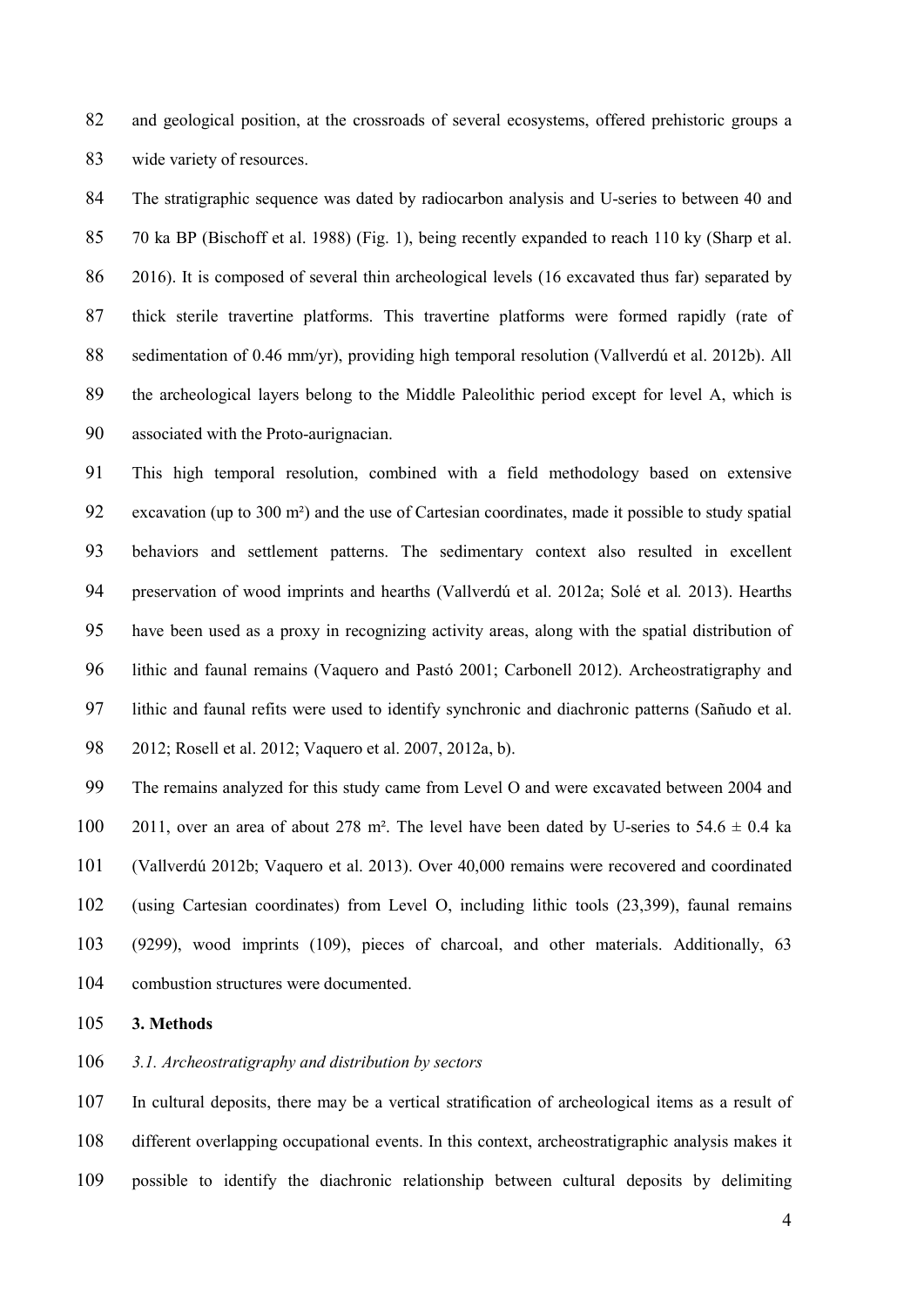and geological position, at the crossroads of several ecosystems, offered prehistoric groups a wide variety of resources.

The stratigraphic sequence was dated by radiocarbon analysis and U-series to between 40 and 70 ka BP (Bischoff et al. 1988) (Fig. 1), being recently expanded to reach 110 ky (Sharp et al. 2016). It is composed of several thin archeological levels (16 excavated thus far) separated by thick sterile travertine platforms. This travertine platforms were formed rapidly (rate of sedimentation of 0.46 mm/yr), providing high temporal resolution (Vallverdú et al. 2012b). All the archeological layers belong to the Middle Paleolithic period except for level A, which is associated with the Proto-aurignacian.

This high temporal resolution, combined with a field methodology based on extensive excavation (up to 300 m²) and the use of Cartesian coordinates, made it possible to study spatial behaviors and settlement patterns. The sedimentary context also resulted in excellent preservation of wood imprints and hearths (Vallverdú et al. 2012a; Solé et al*.* 2013). Hearths have been used as a proxy in recognizing activity areas, along with the spatial distribution of lithic and faunal remains (Vaquero and Pastó 2001; Carbonell 2012). Archeostratigraphy and lithic and faunal refits were used to identify synchronic and diachronic patterns (Sañudo et al. 2012; Rosell et al. 2012; Vaquero et al. 2007, 2012a, b).

The remains analyzed for this study came from Level O and were excavated between 2004 and 2011, over an area of about 278 m². The level have been dated by U-series to 54.6 ± 0.4 ka (Vallverdú 2012b; Vaquero et al. 2013). Over 40,000 remains were recovered and coordinated (using Cartesian coordinates) from Level O, including lithic tools (23,399), faunal remains (9299), wood imprints (109), pieces of charcoal, and other materials. Additionally, 63 combustion structures were documented.

## 3. Methods

### *3.1. Archeostratigraphy and distribution by sectors*

In cultural deposits, there may be a vertical stratification of archeological items as a result of different overlapping occupational events. In this context, archeostratigraphic analysis makes it possible to identify the diachronic relationship between cultural deposits by delimiting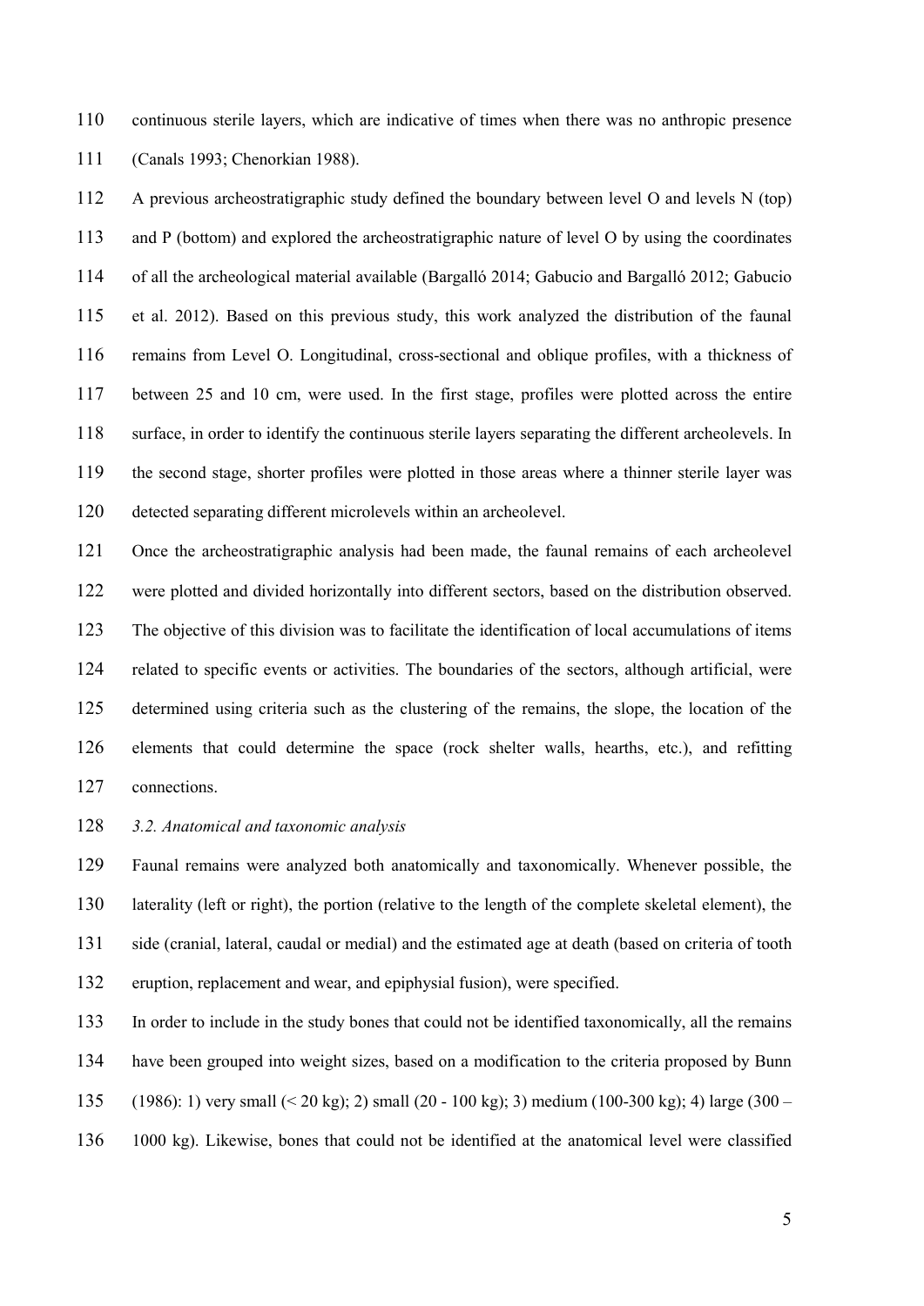continuous sterile layers, which are indicative of times when there was no anthropic presence (Canals 1993; Chenorkian 1988).

A previous archeostratigraphic study defined the boundary between level O and levels N (top) and P (bottom) and explored the archeostratigraphic nature of level O by using the coordinates of all the archeological material available (Bargalló 2014; Gabucio and Bargalló 2012; Gabucio et al. 2012). Based on this previous study, this work analyzed the distribution of the faunal remains from Level O. Longitudinal, cross-sectional and oblique profiles, with a thickness of between 25 and 10 cm, were used. In the first stage, profiles were plotted across the entire surface, in order to identify the continuous sterile layers separating the different archeolevels. In the second stage, shorter profiles were plotted in those areas where a thinner sterile layer was detected separating different microlevels within an archeolevel.

Once the archeostratigraphic analysis had been made, the faunal remains of each archeolevel were plotted and divided horizontally into different sectors, based on the distribution observed. The objective of this division was to facilitate the identification of local accumulations of items related to specific events or activities. The boundaries of the sectors, although artificial, were determined using criteria such as the clustering of the remains, the slope, the location of the elements that could determine the space (rock shelter walls, hearths, etc.), and refitting connections.

*3.2. Anatomical and taxonomic analysis*

Faunal remains were analyzed both anatomically and taxonomically. Whenever possible, the laterality (left or right), the portion (relative to the length of the complete skeletal element), the side (cranial, lateral, caudal or medial) and the estimated age at death (based on criteria of tooth eruption, replacement and wear, and epiphysial fusion), were specified.

In order to include in the study bones that could not be identified taxonomically, all the remains have been grouped into weight sizes, based on a modification to the criteria proposed by Bunn (1986): 1) very small (< 20 kg); 2) small (20 - 100 kg); 3) medium (100-300 kg); 4) large (300 – 1000 kg). Likewise, bones that could not be identified at the anatomical level were classified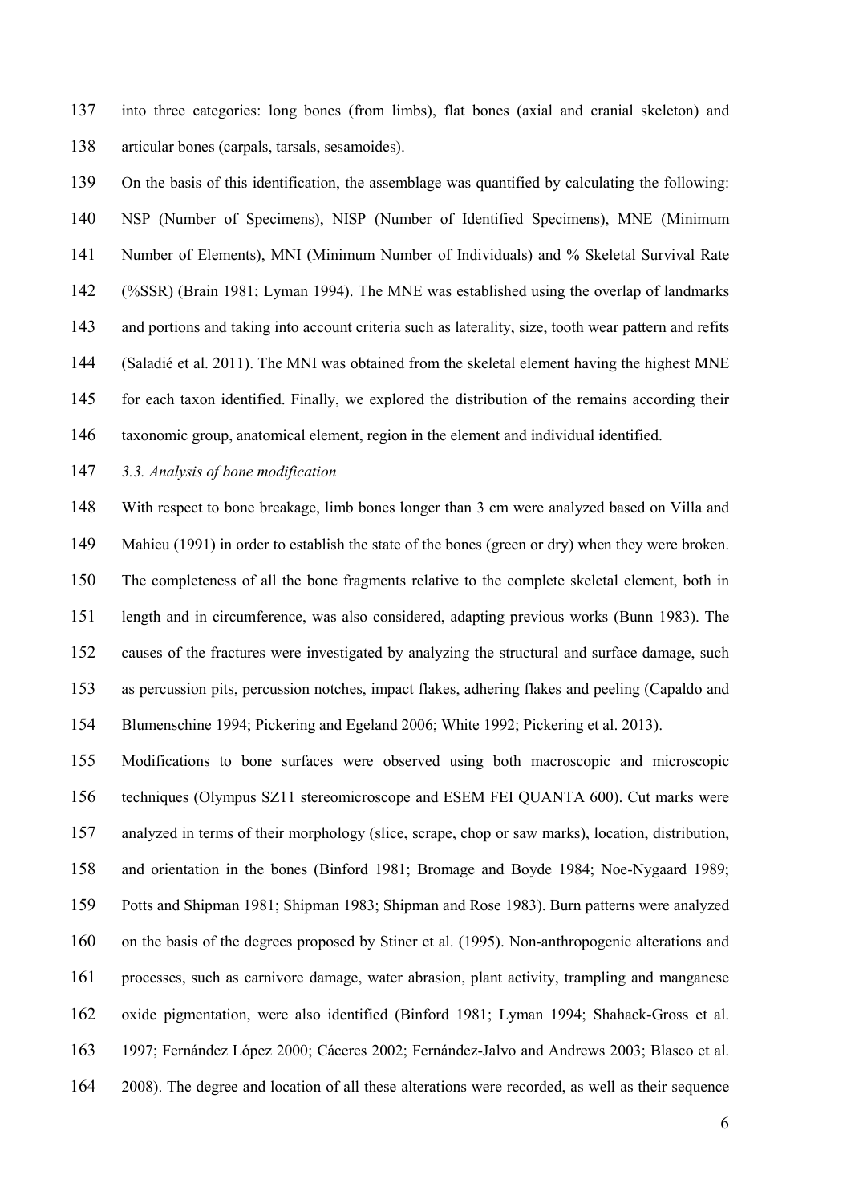into three categories: long bones (from limbs), flat bones (axial and cranial skeleton) and articular bones (carpals, tarsals, sesamoides).

On the basis of this identification, the assemblage was quantified by calculating the following: NSP (Number of Specimens), NISP (Number of Identified Specimens), MNE (Minimum Number of Elements), MNI (Minimum Number of Individuals) and % Skeletal Survival Rate (%SSR) (Brain 1981; Lyman 1994). The MNE was established using the overlap of landmarks and portions and taking into account criteria such as laterality, size, tooth wear pattern and refits (Saladié et al. 2011). The MNI was obtained from the skeletal element having the highest MNE for each taxon identified. Finally, we explored the distribution of the remains according their taxonomic group, anatomical element, region in the element and individual identified.

### *3.3. Analysis of bone modification*

With respect to bone breakage, limb bones longer than 3 cm were analyzed based on Villa and Mahieu (1991) in order to establish the state of the bones (green or dry) when they were broken. The completeness of all the bone fragments relative to the complete skeletal element, both in length and in circumference, was also considered, adapting previous works (Bunn 1983). The causes of the fractures were investigated by analyzing the structural and surface damage, such as percussion pits, percussion notches, impact flakes, adhering flakes and peeling (Capaldo and Blumenschine 1994; Pickering and Egeland 2006; White 1992; Pickering et al. 2013).

Modifications to bone surfaces were observed using both macroscopic and microscopic techniques (Olympus SZ11 stereomicroscope and ESEM FEI QUANTA 600). Cut marks were analyzed in terms of their morphology (slice, scrape, chop or saw marks), location, distribution, and orientation in the bones (Binford 1981; Bromage and Boyde 1984; Noe-Nygaard 1989; Potts and Shipman 1981; Shipman 1983; Shipman and Rose 1983). Burn patterns were analyzed on the basis of the degrees proposed by Stiner et al. (1995). Non-anthropogenic alterations and processes, such as carnivore damage, water abrasion, plant activity, trampling and manganese oxide pigmentation, were also identified (Binford 1981; Lyman 1994; Shahack-Gross et al. 1997; Fernández López 2000; Cáceres 2002; Fernández-Jalvo and Andrews 2003; Blasco et al. 2008). The degree and location of all these alterations were recorded, as well as their sequence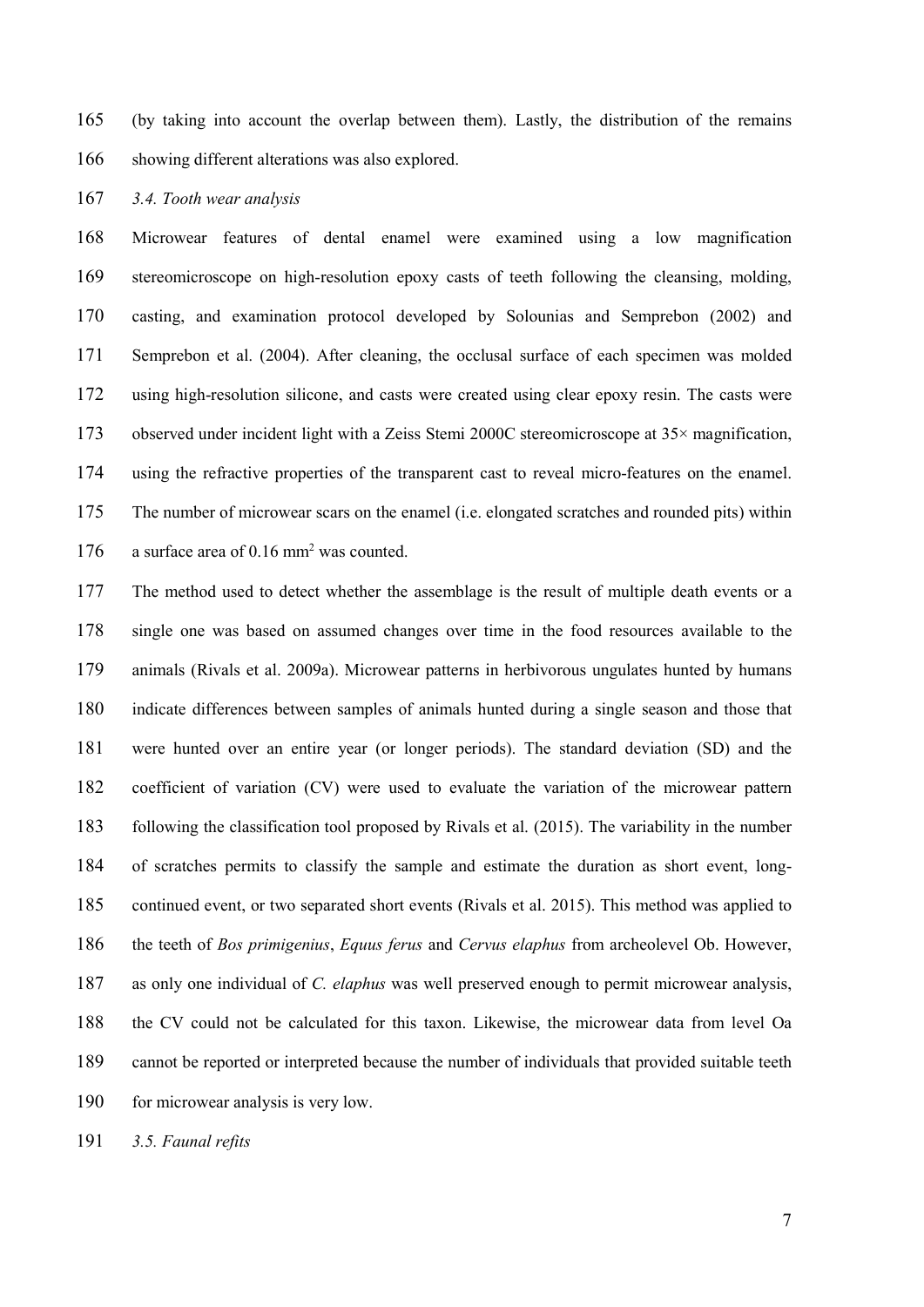(by taking into account the overlap between them). Lastly, the distribution of the remains showing different alterations was also explored.

### *3.4. Tooth wear analysis*

Microwear features of dental enamel were examined using a low magnification stereomicroscope on high-resolution epoxy casts of teeth following the cleansing, molding, casting, and examination protocol developed by Solounias and Semprebon (2002) and Semprebon et al. (2004). After cleaning, the occlusal surface of each specimen was molded using high-resolution silicone, and casts were created using clear epoxy resin. The casts were observed under incident light with a Zeiss Stemi 2000C stereomicroscope at 35× magnification, using the refractive properties of the transparent cast to reveal micro-features on the enamel. The number of microwear scars on the enamel (i.e. elongated scratches and rounded pits) within a surface area of 0.16 mm$^2$ was counted.

The method used to detect whether the assemblage is the result of multiple death events or a single one was based on assumed changes over time in the food resources available to the animals (Rivals et al. 2009a). Microwear patterns in herbivorous ungulates hunted by humans indicate differences between samples of animals hunted during a single season and those that were hunted over an entire year (or longer periods). The standard deviation (SD) and the coefficient of variation (CV) were used to evaluate the variation of the microwear pattern following the classification tool proposed by Rivals et al. (2015). The variability in the number of scratches permits to classify the sample and estimate the duration as short event, long-continued event, or two separated short events (Rivals et al. 2015). This method was applied to the teeth of *Bos primigenius*, *Equus ferus* and *Cervus elaphus* from archeolevel Ob. However, as only one individual of *C. elaphus* was well preserved enough to permit microwear analysis, the CV could not be calculated for this taxon. Likewise, the microwear data from level Oa cannot be reported or interpreted because the number of individuals that provided suitable teeth for microwear analysis is very low.

### *3.5. Faunal refits*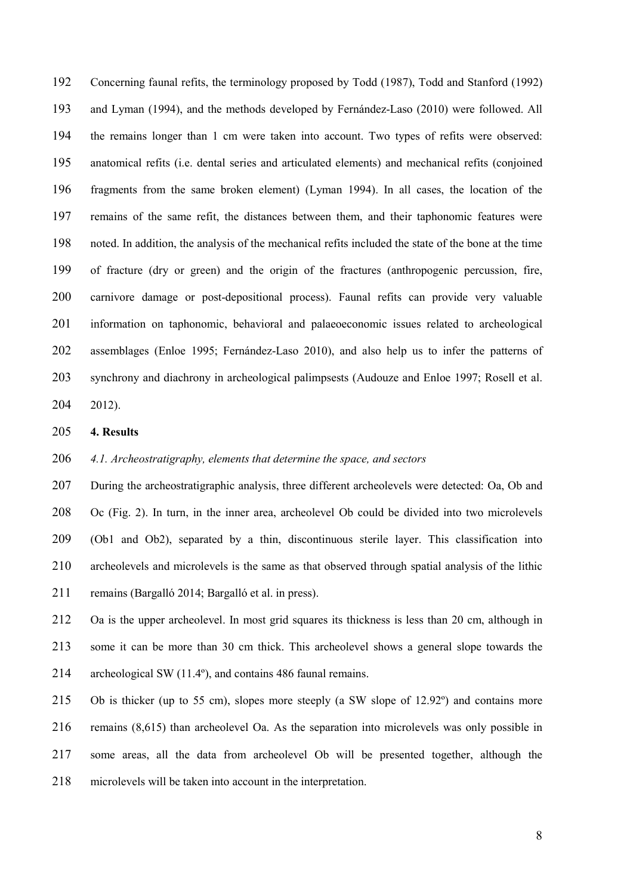Concerning faunal refits, the terminology proposed by Todd (1987), Todd and Stanford (1992) and Lyman (1994), and the methods developed by Fernández-Laso (2010) were followed. All the remains longer than 1 cm were taken into account. Two types of refits were observed: anatomical refits (i.e. dental series and articulated elements) and mechanical refits (conjoined fragments from the same broken element) (Lyman 1994). In all cases, the location of the remains of the same refit, the distances between them, and their taphonomic features were noted. In addition, the analysis of the mechanical refits included the state of the bone at the time of fracture (dry or green) and the origin of the fractures (anthropogenic percussion, fire, carnivore damage or post-depositional process). Faunal refits can provide very valuable information on taphonomic, behavioral and palaeoeconomic issues related to archeological assemblages (Enloe 1995; Fernández-Laso 2010), and also help us to infer the patterns of synchrony and diachrony in archeological palimpsests (Audouze and Enloe 1997; Rosell et al. 2012).

## 4. Results

### *4.1. Archeostratigraphy, elements that determine the space, and sectors*

During the archeostratigraphic analysis, three different archeolevels were detected: Oa, Ob and Oc (Fig. 2). In turn, in the inner area, archeolevel Ob could be divided into two microlevels (Ob1 and Ob2), separated by a thin, discontinuous sterile layer. This classification into archeolevels and microlevels is the same as that observed through spatial analysis of the lithic remains (Bargalló 2014; Bargalló et al. in press).

Oa is the upper archeolevel. In most grid squares its thickness is less than 20 cm, although in some it can be more than 30 cm thick. This archeolevel shows a general slope towards the archeological SW (11.4º), and contains 486 faunal remains.

Ob is thicker (up to 55 cm), slopes more steeply (a SW slope of 12.92º) and contains more remains (8,615) than archeolevel Oa. As the separation into microlevels was only possible in some areas, all the data from archeolevel Ob will be presented together, although the microlevels will be taken into account in the interpretation.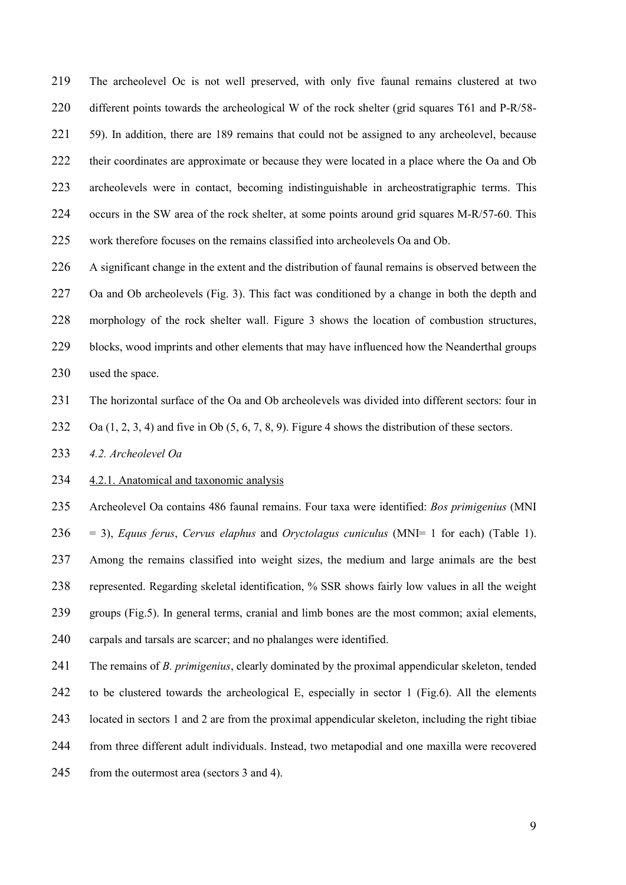The archeolevel Oc is not well preserved, with only five faunal remains clustered at two different points towards the archeological W of the rock shelter (grid squares T61 and P-R/58-59). In addition, there are 189 remains that could not be assigned to any archeolevel, because their coordinates are approximate or because they were located in a place where the Oa and Ob archeolevels were in contact, becoming indistinguishable in archeostratigraphic terms. This occurs in the SW area of the rock shelter, at some points around grid squares M-R/57-60. This work therefore focuses on the remains classified into archeolevels Oa and Ob.

A significant change in the extent and the distribution of faunal remains is observed between the Oa and Ob archeolevels (Fig. 3). This fact was conditioned by a change in both the depth and morphology of the rock shelter wall. Figure 3 shows the location of combustion structures, blocks, wood imprints and other elements that may have influenced how the Neanderthal groups used the space.

The horizontal surface of the Oa and Ob archeolevels was divided into different sectors: four in Oa (1, 2, 3, 4) and five in Ob (5, 6, 7, 8, 9). Figure 4 shows the distribution of these sectors.

### *4.2. Archeolevel Oa*

#### 4.2.1. Anatomical and taxonomic analysis

Archeolevel Oa contains 486 faunal remains. Four taxa were identified: *Bos primigenius* (MNI = 3), *Equus ferus*, *Cervus elaphus* and *Oryctolagus cuniculus* (MNI= 1 for each) (Table 1). Among the remains classified into weight sizes, the medium and large animals are the best represented. Regarding skeletal identification, % SSR shows fairly low values in all the weight groups (Fig.5). In general terms, cranial and limb bones are the most common; axial elements, carpals and tarsals are scarcer; and no phalanges were identified.

The remains of *B. primigenius*, clearly dominated by the proximal appendicular skeleton, tended to be clustered towards the archeological E, especially in sector 1 (Fig.6). All the elements located in sectors 1 and 2 are from the proximal appendicular skeleton, including the right tibiae from three different adult individuals. Instead, two metapodial and one maxilla were recovered from the outermost area (sectors 3 and 4).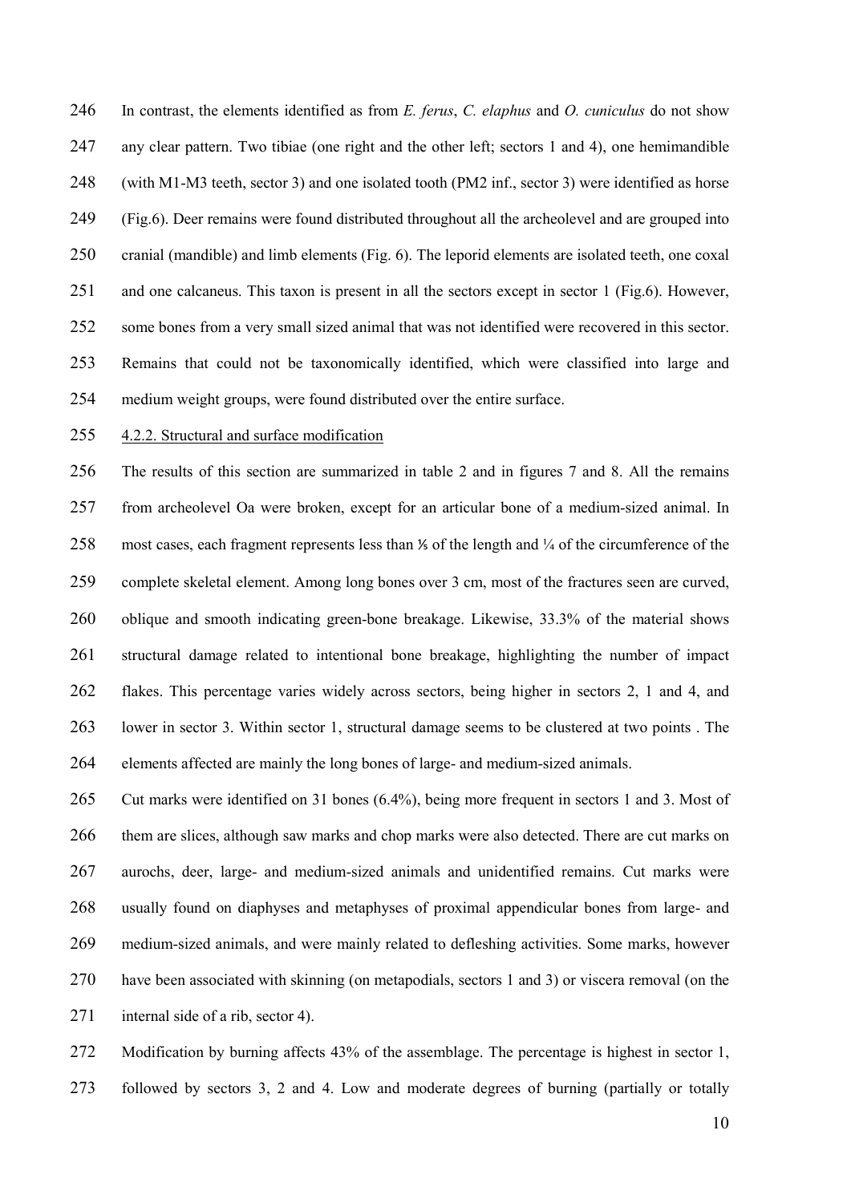In contrast, the elements identified as from *E. ferus*, *C. elaphus* and *O. cuniculus* do not show any clear pattern. Two tibiae (one right and the other left; sectors 1 and 4), one hemimandible (with M1-M3 teeth, sector 3) and one isolated tooth (PM2 inf., sector 3) were identified as horse (Fig.6). Deer remains were found distributed throughout all the archeolevel and are grouped into cranial (mandible) and limb elements (Fig. 6). The leporid elements are isolated teeth, one coxal and one calcaneus. This taxon is present in all the sectors except in sector 1 (Fig.6). However, some bones from a very small sized animal that was not identified were recovered in this sector. Remains that could not be taxonomically identified, which were classified into large and medium weight groups, were found distributed over the entire surface.

4.2.2. Structural and surface modification

The results of this section are summarized in table 2 and in figures 7 and 8. All the remains from archeolevel Oa were broken, except for an articular bone of a medium-sized animal. In most cases, each fragment represents less than ⅕ of the length and ¼ of the circumference of the complete skeletal element. Among long bones over 3 cm, most of the fractures seen are curved, oblique and smooth indicating green-bone breakage. Likewise, 33.3% of the material shows structural damage related to intentional bone breakage, highlighting the number of impact flakes. This percentage varies widely across sectors, being higher in sectors 2, 1 and 4, and lower in sector 3. Within sector 1, structural damage seems to be clustered at two points . The elements affected are mainly the long bones of large- and medium-sized animals.

Cut marks were identified on 31 bones (6.4%), being more frequent in sectors 1 and 3. Most of them are slices, although saw marks and chop marks were also detected. There are cut marks on aurochs, deer, large- and medium-sized animals and unidentified remains. Cut marks were usually found on diaphyses and metaphyses of proximal appendicular bones from large- and medium-sized animals, and were mainly related to defleshing activities. Some marks, however have been associated with skinning (on metapodials, sectors 1 and 3) or viscera removal (on the internal side of a rib, sector 4).

Modification by burning affects 43% of the assemblage. The percentage is highest in sector 1, followed by sectors 3, 2 and 4. Low and moderate degrees of burning (partially or totally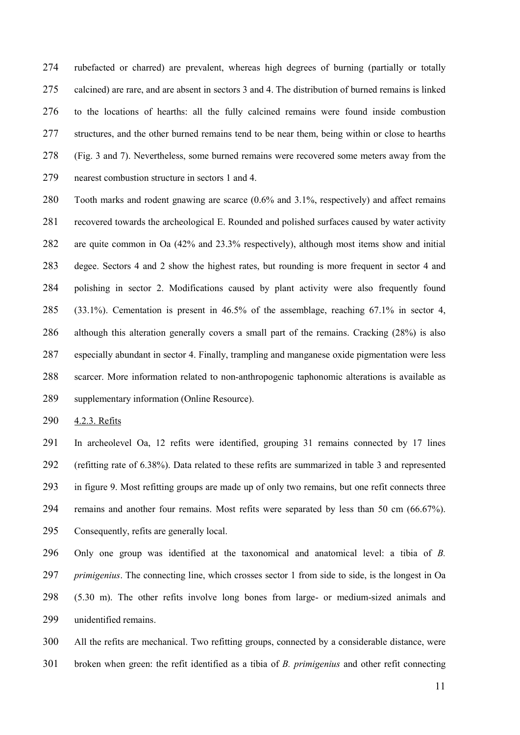rubefacted or charred) are prevalent, whereas high degrees of burning (partially or totally calcined) are rare, and are absent in sectors 3 and 4. The distribution of burned remains is linked to the locations of hearths: all the fully calcined remains were found inside combustion structures, and the other burned remains tend to be near them, being within or close to hearths (Fig. 3 and 7). Nevertheless, some burned remains were recovered some meters away from the nearest combustion structure in sectors 1 and 4.

Tooth marks and rodent gnawing are scarce (0.6% and 3.1%, respectively) and affect remains recovered towards the archeological E. Rounded and polished surfaces caused by water activity are quite common in Oa (42% and 23.3% respectively), although most items show and initial degee. Sectors 4 and 2 show the highest rates, but rounding is more frequent in sector 4 and polishing in sector 2. Modifications caused by plant activity were also frequently found (33.1%). Cementation is present in 46.5% of the assemblage, reaching 67.1% in sector 4, although this alteration generally covers a small part of the remains. Cracking (28%) is also especially abundant in sector 4. Finally, trampling and manganese oxide pigmentation were less scarcer. More information related to non-anthropogenic taphonomic alterations is available as supplementary information (Online Resource).

4.2.3. Refits

In archeolevel Oa, 12 refits were identified, grouping 31 remains connected by 17 lines (refitting rate of 6.38%). Data related to these refits are summarized in table 3 and represented in figure 9. Most refitting groups are made up of only two remains, but one refit connects three remains and another four remains. Most refits were separated by less than 50 cm (66.67%). Consequently, refits are generally local.

Only one group was identified at the taxonomical and anatomical level: a tibia of *B. primigenius*. The connecting line, which crosses sector 1 from side to side, is the longest in Oa (5.30 m). The other refits involve long bones from large- or medium-sized animals and unidentified remains.

All the refits are mechanical. Two refitting groups, connected by a considerable distance, were broken when green: the refit identified as a tibia of *B. primigenius* and other refit connecting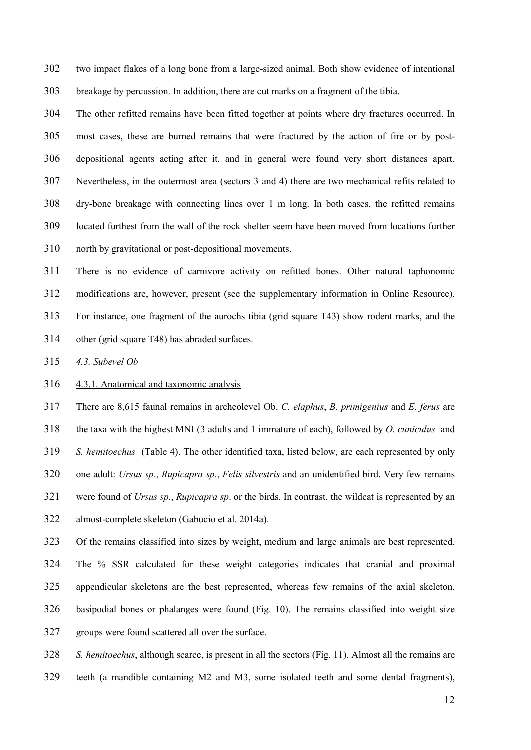two impact flakes of a long bone from a large-sized animal. Both show evidence of intentional breakage by percussion. In addition, there are cut marks on a fragment of the tibia.

The other refitted remains have been fitted together at points where dry fractures occurred. In most cases, these are burned remains that were fractured by the action of fire or by post-depositional agents acting after it, and in general were found very short distances apart. Nevertheless, in the outermost area (sectors 3 and 4) there are two mechanical refits related to dry-bone breakage with connecting lines over 1 m long. In both cases, the refitted remains located furthest from the wall of the rock shelter seem have been moved from locations further north by gravitational or post-depositional movements.

There is no evidence of carnivore activity on refitted bones. Other natural taphonomic modifications are, however, present (see the supplementary information in Online Resource). For instance, one fragment of the aurochs tibia (grid square T43) show rodent marks, and the other (grid square T48) has abraded surfaces.

*4.3. Subevel Ob*

4.3.1. Anatomical and taxonomic analysis

There are 8,615 faunal remains in archeolevel Ob. *C. elaphus*, *B. primigenius* and *E. ferus* are the taxa with the highest MNI (3 adults and 1 immature of each), followed by *O. cuniculus* and *S. hemitoechus* (Table 4). The other identified taxa, listed below, are each represented by only one adult: *Ursus sp*., *Rupicapra sp*., *Felis silvestris* and an unidentified bird. Very few remains were found of *Ursus sp*., *Rupicapra sp*. or the birds. In contrast, the wildcat is represented by an almost-complete skeleton (Gabucio et al. 2014a).

Of the remains classified into sizes by weight, medium and large animals are best represented. The % SSR calculated for these weight categories indicates that cranial and proximal appendicular skeletons are the best represented, whereas few remains of the axial skeleton, basipodial bones or phalanges were found (Fig. 10). The remains classified into weight size groups were found scattered all over the surface.

*S. hemitoechus*, although scarce, is present in all the sectors (Fig. 11). Almost all the remains are teeth (a mandible containing M2 and M3, some isolated teeth and some dental fragments),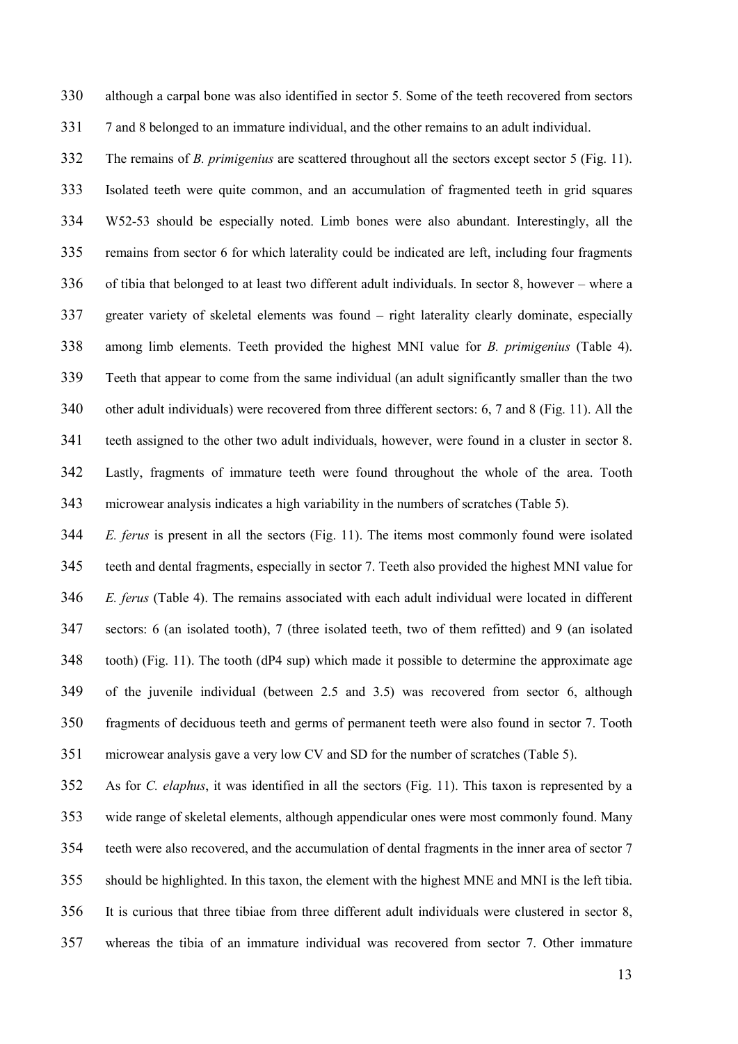although a carpal bone was also identified in sector 5. Some of the teeth recovered from sectors 7 and 8 belonged to an immature individual, and the other remains to an adult individual.

The remains of *B. primigenius* are scattered throughout all the sectors except sector 5 (Fig. 11). Isolated teeth were quite common, and an accumulation of fragmented teeth in grid squares W52-53 should be especially noted. Limb bones were also abundant. Interestingly, all the remains from sector 6 for which laterality could be indicated are left, including four fragments of tibia that belonged to at least two different adult individuals. In sector 8, however – where a greater variety of skeletal elements was found – right laterality clearly dominate, especially among limb elements. Teeth provided the highest MNI value for *B. primigenius* (Table 4). Teeth that appear to come from the same individual (an adult significantly smaller than the two other adult individuals) were recovered from three different sectors: 6, 7 and 8 (Fig. 11). All the teeth assigned to the other two adult individuals, however, were found in a cluster in sector 8. Lastly, fragments of immature teeth were found throughout the whole of the area. Tooth microwear analysis indicates a high variability in the numbers of scratches (Table 5).

*E. ferus* is present in all the sectors (Fig. 11). The items most commonly found were isolated teeth and dental fragments, especially in sector 7. Teeth also provided the highest MNI value for *E. ferus* (Table 4). The remains associated with each adult individual were located in different sectors: 6 (an isolated tooth), 7 (three isolated teeth, two of them refitted) and 9 (an isolated tooth) (Fig. 11). The tooth (dP4 sup) which made it possible to determine the approximate age of the juvenile individual (between 2.5 and 3.5) was recovered from sector 6, although fragments of deciduous teeth and germs of permanent teeth were also found in sector 7. Tooth microwear analysis gave a very low CV and SD for the number of scratches (Table 5).

As for *C. elaphus*, it was identified in all the sectors (Fig. 11). This taxon is represented by a wide range of skeletal elements, although appendicular ones were most commonly found. Many teeth were also recovered, and the accumulation of dental fragments in the inner area of sector 7 should be highlighted. In this taxon, the element with the highest MNE and MNI is the left tibia. It is curious that three tibiae from three different adult individuals were clustered in sector 8, whereas the tibia of an immature individual was recovered from sector 7. Other immature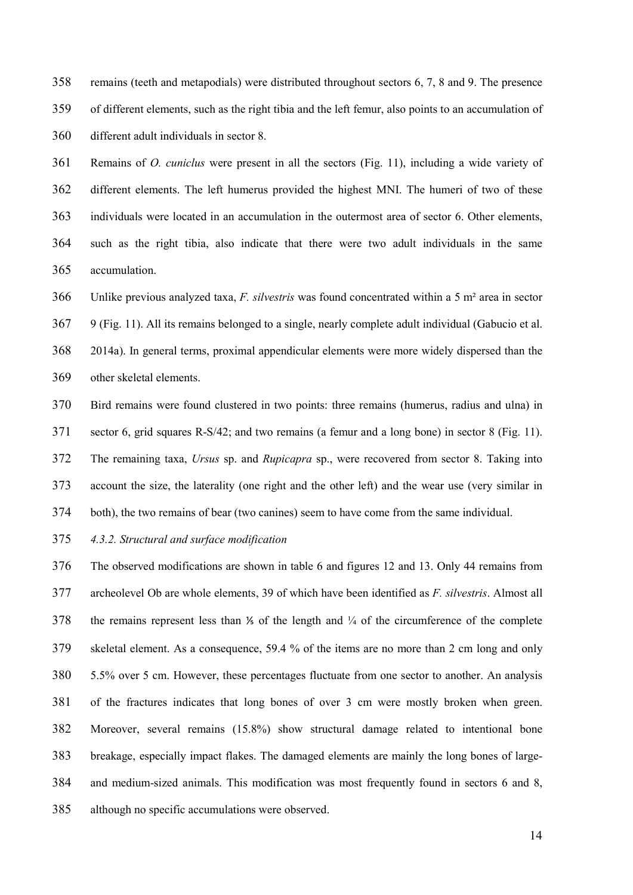remains (teeth and metapodials) were distributed throughout sectors 6, 7, 8 and 9. The presence of different elements, such as the right tibia and the left femur, also points to an accumulation of different adult individuals in sector 8.

Remains of *O. cuniclus* were present in all the sectors (Fig. 11), including a wide variety of different elements. The left humerus provided the highest MNI. The humeri of two of these individuals were located in an accumulation in the outermost area of sector 6. Other elements, such as the right tibia, also indicate that there were two adult individuals in the same accumulation.

Unlike previous analyzed taxa, *F. silvestris* was found concentrated within a 5 m² area in sector 9 (Fig. 11). All its remains belonged to a single, nearly complete adult individual (Gabucio et al. 2014a). In general terms, proximal appendicular elements were more widely dispersed than the other skeletal elements.

Bird remains were found clustered in two points: three remains (humerus, radius and ulna) in sector 6, grid squares R-S/42; and two remains (a femur and a long bone) in sector 8 (Fig. 11). The remaining taxa, *Ursus* sp. and *Rupicapra* sp., were recovered from sector 8. Taking into account the size, the laterality (one right and the other left) and the wear use (very similar in both), the two remains of bear (two canines) seem to have come from the same individual.

*4.3.2. Structural and surface modification*

The observed modifications are shown in table 6 and figures 12 and 13. Only 44 remains from archeolevel Ob are whole elements, 39 of which have been identified as *F. silvestris*. Almost all the remains represent less than ⅕ of the length and ¼ of the circumference of the complete skeletal element. As a consequence, 59.4 % of the items are no more than 2 cm long and only 5.5% over 5 cm. However, these percentages fluctuate from one sector to another. An analysis of the fractures indicates that long bones of over 3 cm were mostly broken when green. Moreover, several remains (15.8%) show structural damage related to intentional bone breakage, especially impact flakes. The damaged elements are mainly the long bones of large- and medium-sized animals. This modification was most frequently found in sectors 6 and 8, although no specific accumulations were observed.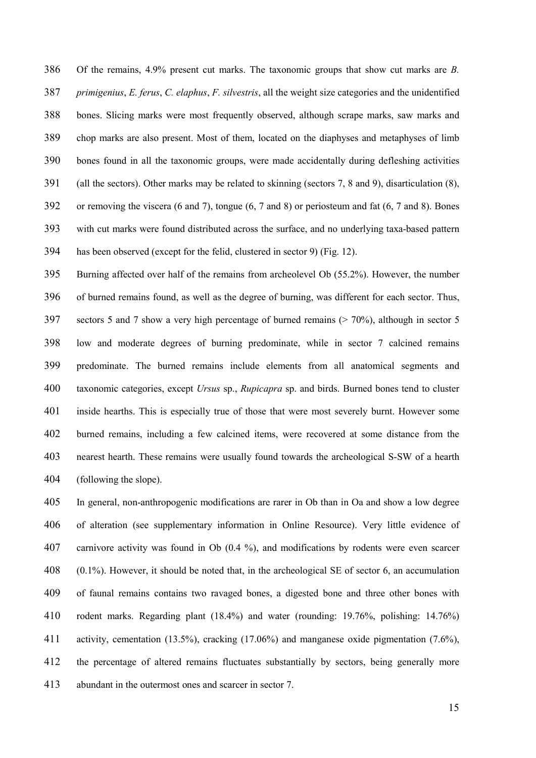Of the remains, 4.9% present cut marks. The taxonomic groups that show cut marks are *B. primigenius*, *E. ferus*, *C. elaphus*, *F. silvestris*, all the weight size categories and the unidentified bones. Slicing marks were most frequently observed, although scrape marks, saw marks and chop marks are also present. Most of them, located on the diaphyses and metaphyses of limb bones found in all the taxonomic groups, were made accidentally during defleshing activities (all the sectors). Other marks may be related to skinning (sectors 7, 8 and 9), disarticulation (8), or removing the viscera (6 and 7), tongue (6, 7 and 8) or periosteum and fat (6, 7 and 8). Bones with cut marks were found distributed across the surface, and no underlying taxa-based pattern has been observed (except for the felid, clustered in sector 9) (Fig. 12).

Burning affected over half of the remains from archeolevel Ob (55.2%). However, the number of burned remains found, as well as the degree of burning, was different for each sector. Thus, sectors 5 and 7 show a very high percentage of burned remains (> 70%), although in sector 5 low and moderate degrees of burning predominate, while in sector 7 calcined remains predominate. The burned remains include elements from all anatomical segments and taxonomic categories, except *Ursus* sp., *Rupicapra* sp. and birds. Burned bones tend to cluster inside hearths. This is especially true of those that were most severely burnt. However some burned remains, including a few calcined items, were recovered at some distance from the nearest hearth. These remains were usually found towards the archeological S-SW of a hearth (following the slope).

In general, non-anthropogenic modifications are rarer in Ob than in Oa and show a low degree of alteration (see supplementary information in Online Resource). Very little evidence of carnivore activity was found in Ob (0.4 %), and modifications by rodents were even scarcer (0.1%). However, it should be noted that, in the archeological SE of sector 6, an accumulation of faunal remains contains two ravaged bones, a digested bone and three other bones with rodent marks. Regarding plant (18.4%) and water (rounding: 19.76%, polishing: 14.76%) activity, cementation (13.5%), cracking (17.06%) and manganese oxide pigmentation (7.6%), the percentage of altered remains fluctuates substantially by sectors, being generally more abundant in the outermost ones and scarcer in sector 7.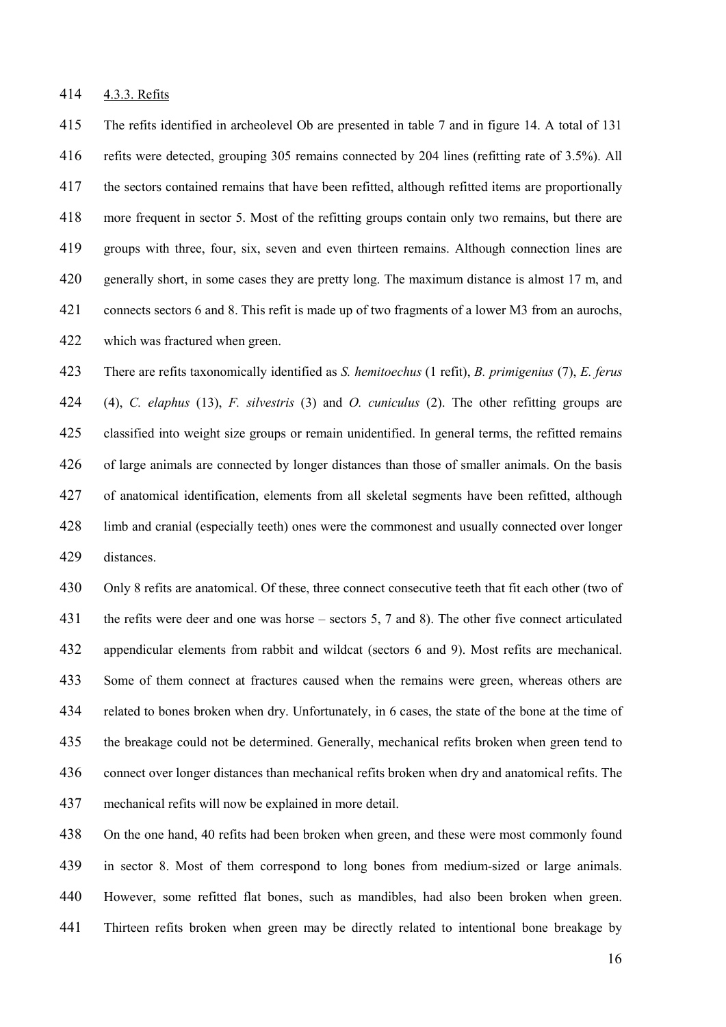#### 4.3.3. Refits

The refits identified in archeolevel Ob are presented in table 7 and in figure 14. A total of 131 refits were detected, grouping 305 remains connected by 204 lines (refitting rate of 3.5%). All the sectors contained remains that have been refitted, although refitted items are proportionally more frequent in sector 5. Most of the refitting groups contain only two remains, but there are groups with three, four, six, seven and even thirteen remains. Although connection lines are generally short, in some cases they are pretty long. The maximum distance is almost 17 m, and connects sectors 6 and 8. This refit is made up of two fragments of a lower M3 from an aurochs, which was fractured when green.

There are refits taxonomically identified as *S. hemitoechus* (1 refit), *B. primigenius* (7), *E. ferus* (4), *C. elaphus* (13), *F. silvestris* (3) and *O. cuniculus* (2). The other refitting groups are classified into weight size groups or remain unidentified. In general terms, the refitted remains of large animals are connected by longer distances than those of smaller animals. On the basis of anatomical identification, elements from all skeletal segments have been refitted, although limb and cranial (especially teeth) ones were the commonest and usually connected over longer distances.

Only 8 refits are anatomical. Of these, three connect consecutive teeth that fit each other (two of the refits were deer and one was horse – sectors 5, 7 and 8). The other five connect articulated appendicular elements from rabbit and wildcat (sectors 6 and 9). Most refits are mechanical. Some of them connect at fractures caused when the remains were green, whereas others are related to bones broken when dry. Unfortunately, in 6 cases, the state of the bone at the time of the breakage could not be determined. Generally, mechanical refits broken when green tend to connect over longer distances than mechanical refits broken when dry and anatomical refits. The mechanical refits will now be explained in more detail.

On the one hand, 40 refits had been broken when green, and these were most commonly found in sector 8. Most of them correspond to long bones from medium-sized or large animals. However, some refitted flat bones, such as mandibles, had also been broken when green. Thirteen refits broken when green may be directly related to intentional bone breakage by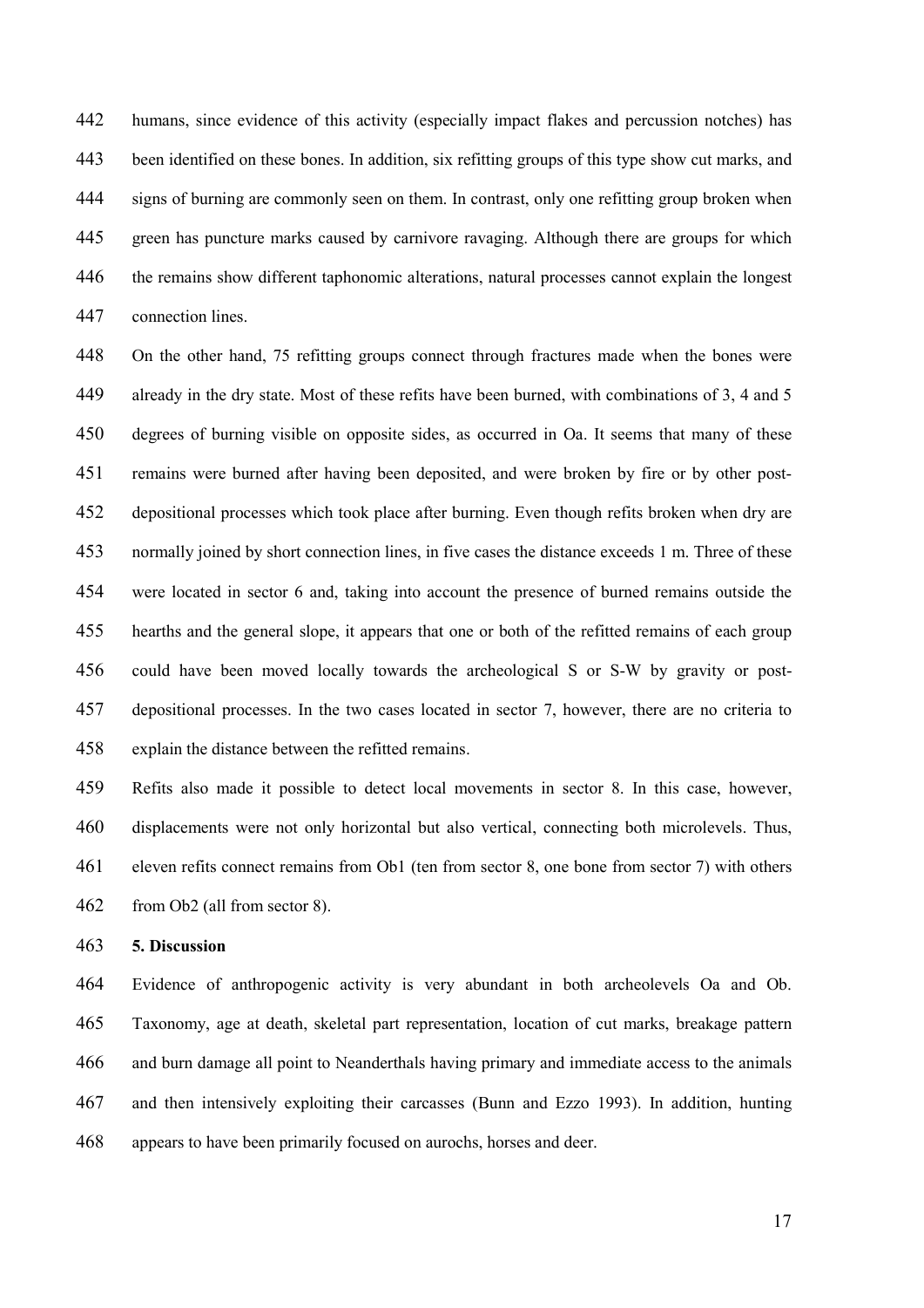humans, since evidence of this activity (especially impact flakes and percussion notches) has been identified on these bones. In addition, six refitting groups of this type show cut marks, and signs of burning are commonly seen on them. In contrast, only one refitting group broken when green has puncture marks caused by carnivore ravaging. Although there are groups for which the remains show different taphonomic alterations, natural processes cannot explain the longest connection lines.

On the other hand, 75 refitting groups connect through fractures made when the bones were already in the dry state. Most of these refits have been burned, with combinations of 3, 4 and 5 degrees of burning visible on opposite sides, as occurred in Oa. It seems that many of these remains were burned after having been deposited, and were broken by fire or by other post-depositional processes which took place after burning. Even though refits broken when dry are normally joined by short connection lines, in five cases the distance exceeds 1 m. Three of these were located in sector 6 and, taking into account the presence of burned remains outside the hearths and the general slope, it appears that one or both of the refitted remains of each group could have been moved locally towards the archeological S or S-W by gravity or post-depositional processes. In the two cases located in sector 7, however, there are no criteria to explain the distance between the refitted remains.

Refits also made it possible to detect local movements in sector 8. In this case, however, displacements were not only horizontal but also vertical, connecting both microlevels. Thus, eleven refits connect remains from Ob1 (ten from sector 8, one bone from sector 7) with others from Ob2 (all from sector 8).

## 5. Discussion

Evidence of anthropogenic activity is very abundant in both archeolevels Oa and Ob. Taxonomy, age at death, skeletal part representation, location of cut marks, breakage pattern and burn damage all point to Neanderthals having primary and immediate access to the animals and then intensively exploiting their carcasses (Bunn and Ezzo 1993). In addition, hunting appears to have been primarily focused on aurochs, horses and deer.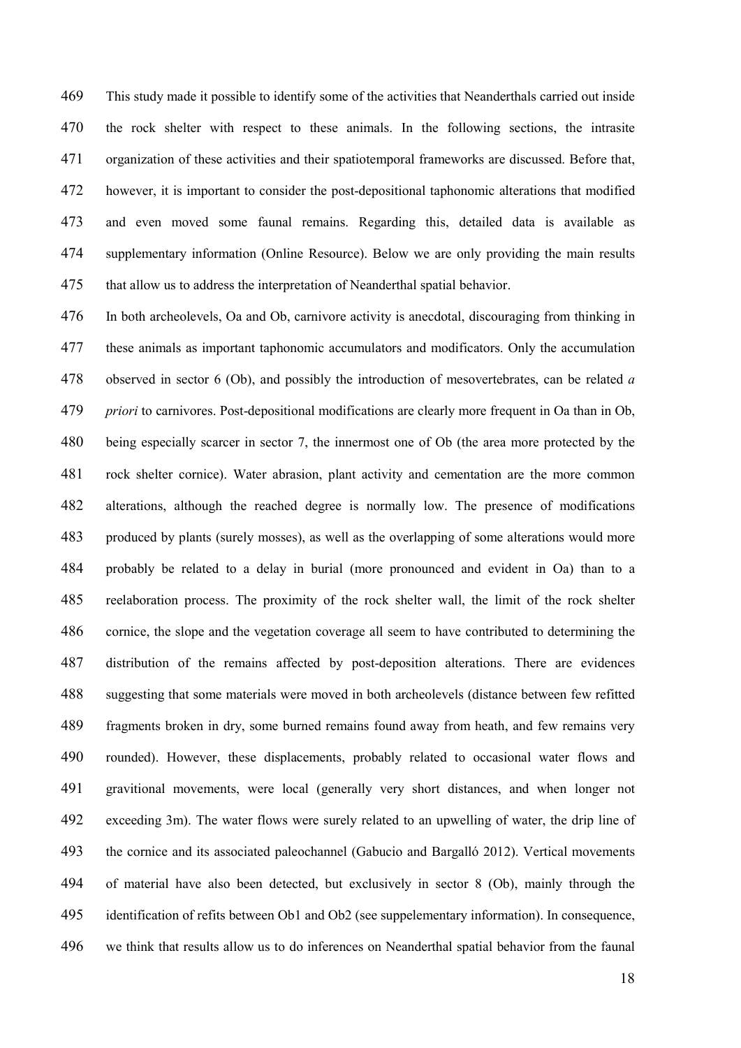This study made it possible to identify some of the activities that Neanderthals carried out inside the rock shelter with respect to these animals. In the following sections, the intrasite organization of these activities and their spatiotemporal frameworks are discussed. Before that, however, it is important to consider the post-depositional taphonomic alterations that modified and even moved some faunal remains. Regarding this, detailed data is available as supplementary information (Online Resource). Below we are only providing the main results that allow us to address the interpretation of Neanderthal spatial behavior.

In both archeolevels, Oa and Ob, carnivore activity is anecdotal, discouraging from thinking in these animals as important taphonomic accumulators and modificators. Only the accumulation observed in sector 6 (Ob), and possibly the introduction of mesovertebrates, can be related *a priori* to carnivores. Post-depositional modifications are clearly more frequent in Oa than in Ob, being especially scarcer in sector 7, the innermost one of Ob (the area more protected by the rock shelter cornice). Water abrasion, plant activity and cementation are the more common alterations, although the reached degree is normally low. The presence of modifications produced by plants (surely mosses), as well as the overlapping of some alterations would more probably be related to a delay in burial (more pronounced and evident in Oa) than to a reelaboration process. The proximity of the rock shelter wall, the limit of the rock shelter cornice, the slope and the vegetation coverage all seem to have contributed to determining the distribution of the remains affected by post-deposition alterations. There are evidences suggesting that some materials were moved in both archeolevels (distance between few refitted fragments broken in dry, some burned remains found away from heath, and few remains very rounded). However, these displacements, probably related to occasional water flows and gravitional movements, were local (generally very short distances, and when longer not exceeding 3m). The water flows were surely related to an upwelling of water, the drip line of the cornice and its associated paleochannel (Gabucio and Bargalló 2012). Vertical movements of material have also been detected, but exclusively in sector 8 (Ob), mainly through the identification of refits between Ob1 and Ob2 (see suppelementary information). In consequence, we think that results allow us to do inferences on Neanderthal spatial behavior from the faunal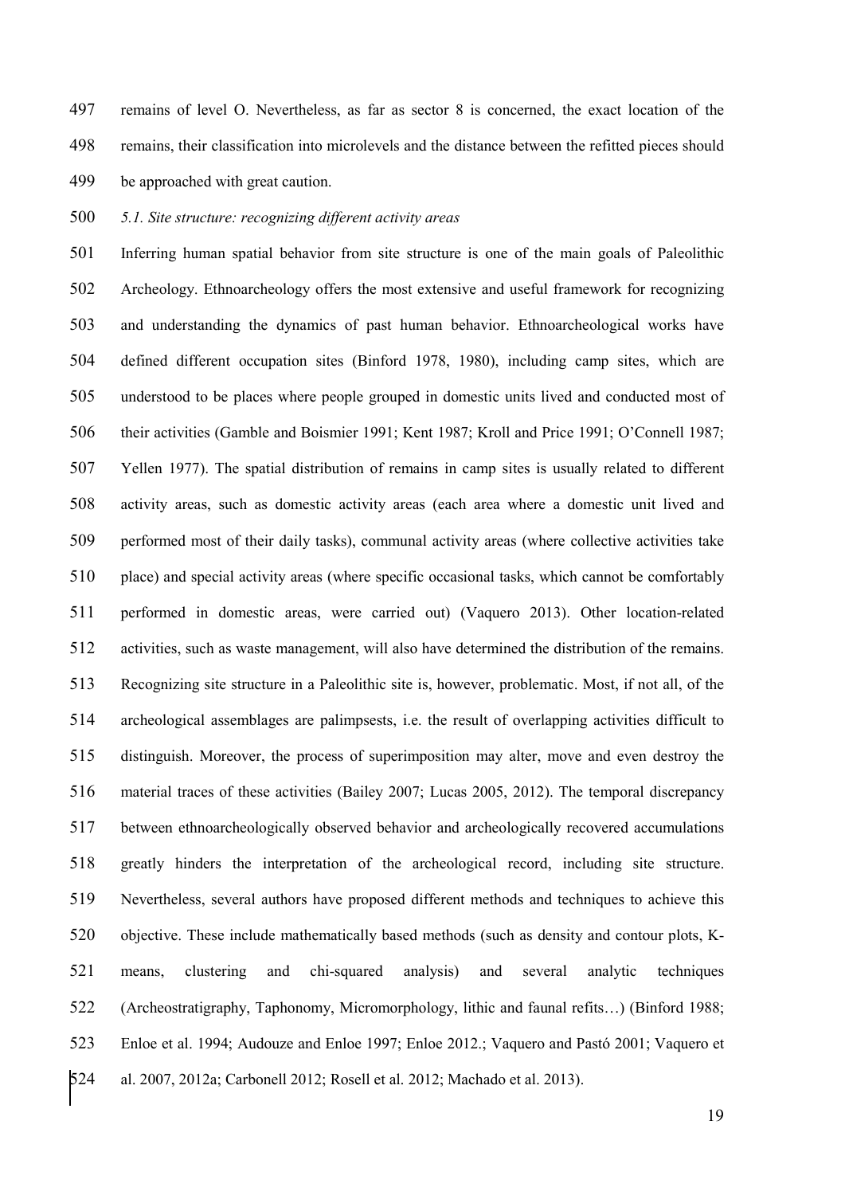remains of level O. Nevertheless, as far as sector 8 is concerned, the exact location of the remains, their classification into microlevels and the distance between the refitted pieces should be approached with great caution.

### *5.1. Site structure: recognizing different activity areas*

Inferring human spatial behavior from site structure is one of the main goals of Paleolithic Archeology. Ethnoarcheology offers the most extensive and useful framework for recognizing and understanding the dynamics of past human behavior. Ethnoarcheological works have defined different occupation sites (Binford 1978, 1980), including camp sites, which are understood to be places where people grouped in domestic units lived and conducted most of their activities (Gamble and Boismier 1991; Kent 1987; Kroll and Price 1991; O'Connell 1987; Yellen 1977). The spatial distribution of remains in camp sites is usually related to different activity areas, such as domestic activity areas (each area where a domestic unit lived and performed most of their daily tasks), communal activity areas (where collective activities take place) and special activity areas (where specific occasional tasks, which cannot be comfortably performed in domestic areas, were carried out) (Vaquero 2013). Other location-related activities, such as waste management, will also have determined the distribution of the remains. Recognizing site structure in a Paleolithic site is, however, problematic. Most, if not all, of the archeological assemblages are palimpsests, i.e. the result of overlapping activities difficult to distinguish. Moreover, the process of superimposition may alter, move and even destroy the material traces of these activities (Bailey 2007; Lucas 2005, 2012). The temporal discrepancy between ethnoarcheologically observed behavior and archeologically recovered accumulations greatly hinders the interpretation of the archeological record, including site structure. Nevertheless, several authors have proposed different methods and techniques to achieve this objective. These include mathematically based methods (such as density and contour plots, K-means, clustering and chi-squared analysis) and several analytic techniques (Archeostratigraphy, Taphonomy, Micromorphology, lithic and faunal refits…) (Binford 1988; Enloe et al. 1994; Audouze and Enloe 1997; Enloe 2012.; Vaquero and Pastó 2001; Vaquero et al. 2007, 2012a; Carbonell 2012; Rosell et al. 2012; Machado et al. 2013).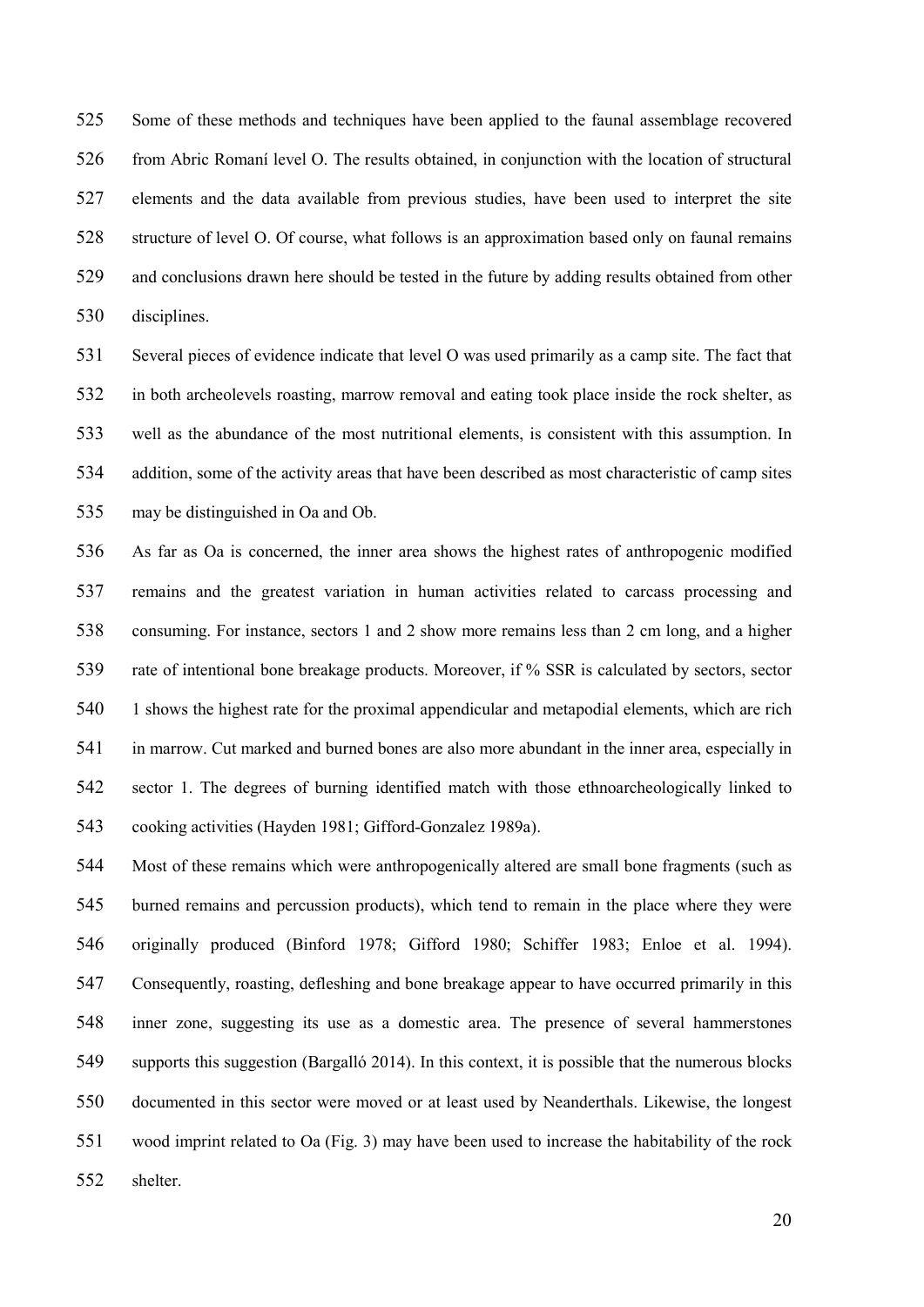Some of these methods and techniques have been applied to the faunal assemblage recovered from Abric Romaní level O. The results obtained, in conjunction with the location of structural elements and the data available from previous studies, have been used to interpret the site structure of level O. Of course, what follows is an approximation based only on faunal remains and conclusions drawn here should be tested in the future by adding results obtained from other disciplines.

Several pieces of evidence indicate that level O was used primarily as a camp site. The fact that in both archeolevels roasting, marrow removal and eating took place inside the rock shelter, as well as the abundance of the most nutritional elements, is consistent with this assumption. In addition, some of the activity areas that have been described as most characteristic of camp sites may be distinguished in Oa and Ob.

As far as Oa is concerned, the inner area shows the highest rates of anthropogenic modified remains and the greatest variation in human activities related to carcass processing and consuming. For instance, sectors 1 and 2 show more remains less than 2 cm long, and a higher rate of intentional bone breakage products. Moreover, if % SSR is calculated by sectors, sector 1 shows the highest rate for the proximal appendicular and metapodial elements, which are rich in marrow. Cut marked and burned bones are also more abundant in the inner area, especially in sector 1. The degrees of burning identified match with those ethnoarcheologically linked to cooking activities (Hayden 1981; Gifford-Gonzalez 1989a).

Most of these remains which were anthropogenically altered are small bone fragments (such as burned remains and percussion products), which tend to remain in the place where they were originally produced (Binford 1978; Gifford 1980; Schiffer 1983; Enloe et al. 1994). Consequently, roasting, defleshing and bone breakage appear to have occurred primarily in this inner zone, suggesting its use as a domestic area. The presence of several hammerstones supports this suggestion (Bargalló 2014). In this context, it is possible that the numerous blocks documented in this sector were moved or at least used by Neanderthals. Likewise, the longest wood imprint related to Oa (Fig. 3) may have been used to increase the habitability of the rock shelter.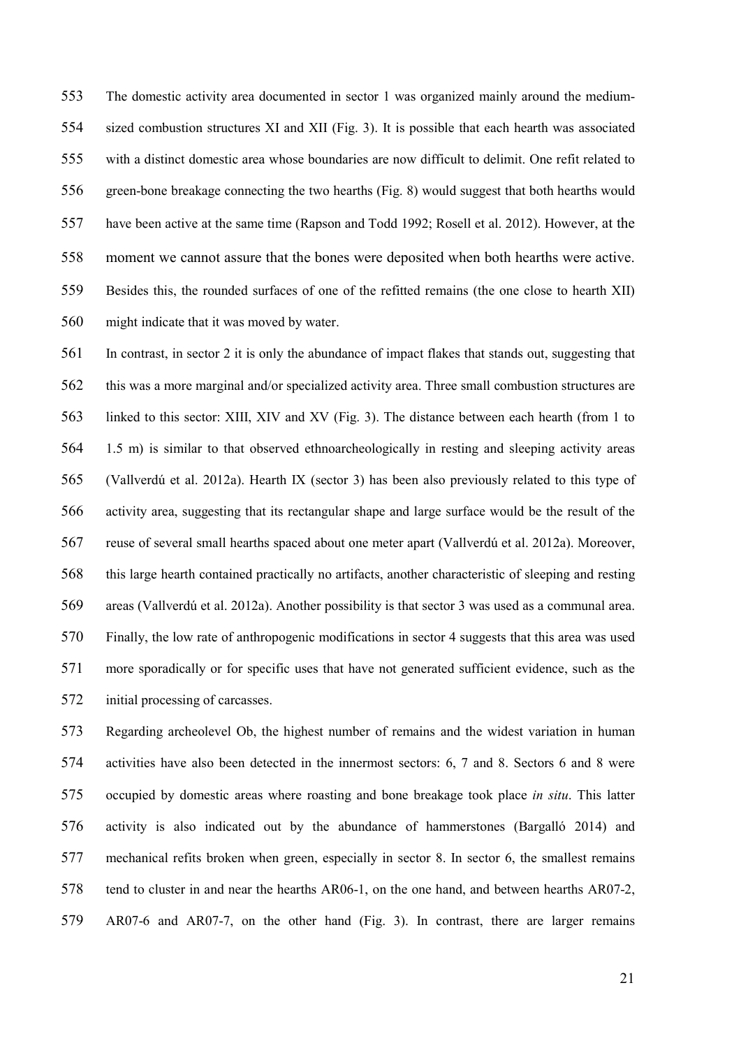The domestic activity area documented in sector 1 was organized mainly around the medium-sized combustion structures XI and XII (Fig. 3). It is possible that each hearth was associated with a distinct domestic area whose boundaries are now difficult to delimit. One refit related to green-bone breakage connecting the two hearths (Fig. 8) would suggest that both hearths would have been active at the same time (Rapson and Todd 1992; Rosell et al. 2012). However, at the moment we cannot assure that the bones were deposited when both hearths were active. Besides this, the rounded surfaces of one of the refitted remains (the one close to hearth XII) might indicate that it was moved by water.

In contrast, in sector 2 it is only the abundance of impact flakes that stands out, suggesting that this was a more marginal and/or specialized activity area. Three small combustion structures are linked to this sector: XIII, XIV and XV (Fig. 3). The distance between each hearth (from 1 to 1.5 m) is similar to that observed ethnoarcheologically in resting and sleeping activity areas (Vallverdú et al. 2012a). Hearth IX (sector 3) has been also previously related to this type of activity area, suggesting that its rectangular shape and large surface would be the result of the reuse of several small hearths spaced about one meter apart (Vallverdú et al. 2012a). Moreover, this large hearth contained practically no artifacts, another characteristic of sleeping and resting areas (Vallverdú et al. 2012a). Another possibility is that sector 3 was used as a communal area. Finally, the low rate of anthropogenic modifications in sector 4 suggests that this area was used more sporadically or for specific uses that have not generated sufficient evidence, such as the initial processing of carcasses.

Regarding archeolevel Ob, the highest number of remains and the widest variation in human activities have also been detected in the innermost sectors: 6, 7 and 8. Sectors 6 and 8 were occupied by domestic areas where roasting and bone breakage took place *in situ*. This latter activity is also indicated out by the abundance of hammerstones (Bargalló 2014) and mechanical refits broken when green, especially in sector 8. In sector 6, the smallest remains tend to cluster in and near the hearths AR06-1, on the one hand, and between hearths AR07-2, AR07-6 and AR07-7, on the other hand (Fig. 3). In contrast, there are larger remains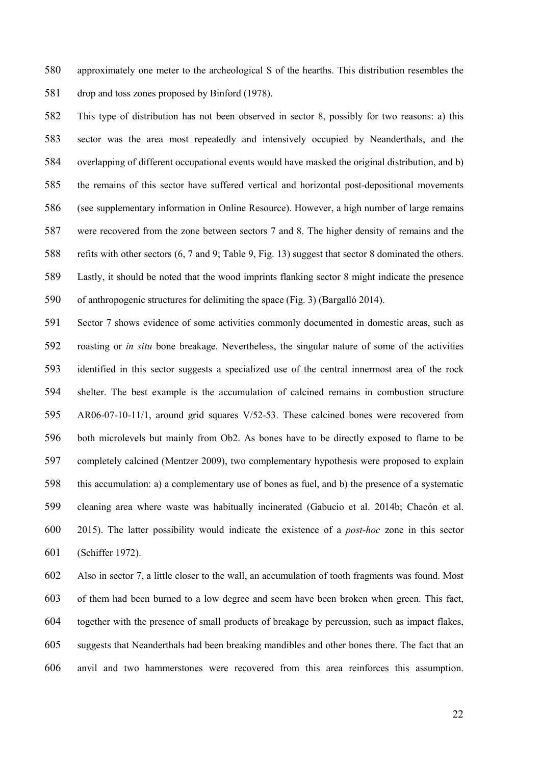approximately one meter to the archeological S of the hearths. This distribution resembles the drop and toss zones proposed by Binford (1978).

This type of distribution has not been observed in sector 8, possibly for two reasons: a) this sector was the area most repeatedly and intensively occupied by Neanderthals, and the overlapping of different occupational events would have masked the original distribution, and b) the remains of this sector have suffered vertical and horizontal post-depositional movements (see supplementary information in Online Resource). However, a high number of large remains were recovered from the zone between sectors 7 and 8. The higher density of remains and the refits with other sectors (6, 7 and 9; Table 9, Fig. 13) suggest that sector 8 dominated the others. Lastly, it should be noted that the wood imprints flanking sector 8 might indicate the presence of anthropogenic structures for delimiting the space (Fig. 3) (Bargalló 2014).

Sector 7 shows evidence of some activities commonly documented in domestic areas, such as roasting or *in situ* bone breakage. Nevertheless, the singular nature of some of the activities identified in this sector suggests a specialized use of the central innermost area of the rock shelter. The best example is the accumulation of calcined remains in combustion structure AR06-07-10-11/1, around grid squares V/52-53. These calcined bones were recovered from both microlevels but mainly from Ob2. As bones have to be directly exposed to flame to be completely calcined (Mentzer 2009), two complementary hypothesis were proposed to explain this accumulation: a) a complementary use of bones as fuel, and b) the presence of a systematic cleaning area where waste was habitually incinerated (Gabucio et al. 2014b; Chacón et al. 2015). The latter possibility would indicate the existence of a *post-hoc* zone in this sector (Schiffer 1972).

Also in sector 7, a little closer to the wall, an accumulation of tooth fragments was found. Most of them had been burned to a low degree and seem have been broken when green. This fact, together with the presence of small products of breakage by percussion, such as impact flakes, suggests that Neanderthals had been breaking mandibles and other bones there. The fact that an anvil and two hammerstones were recovered from this area reinforces this assumption.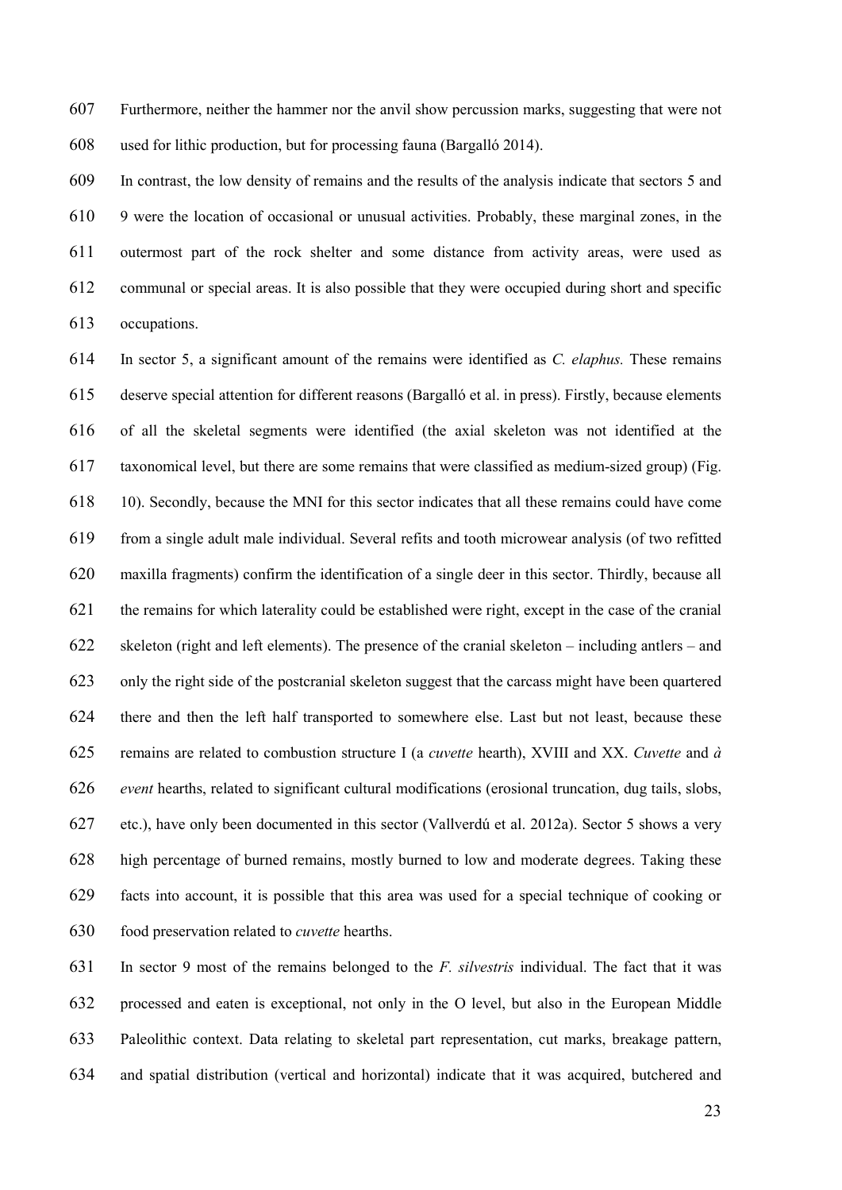Furthermore, neither the hammer nor the anvil show percussion marks, suggesting that were not used for lithic production, but for processing fauna (Bargalló 2014).

In contrast, the low density of remains and the results of the analysis indicate that sectors 5 and 9 were the location of occasional or unusual activities. Probably, these marginal zones, in the outermost part of the rock shelter and some distance from activity areas, were used as communal or special areas. It is also possible that they were occupied during short and specific occupations.

In sector 5, a significant amount of the remains were identified as *C. elaphus.* These remains deserve special attention for different reasons (Bargalló et al. in press). Firstly, because elements of all the skeletal segments were identified (the axial skeleton was not identified at the taxonomical level, but there are some remains that were classified as medium-sized group) (Fig. 10). Secondly, because the MNI for this sector indicates that all these remains could have come from a single adult male individual. Several refits and tooth microwear analysis (of two refitted maxilla fragments) confirm the identification of a single deer in this sector. Thirdly, because all the remains for which laterality could be established were right, except in the case of the cranial skeleton (right and left elements). The presence of the cranial skeleton – including antlers – and only the right side of the postcranial skeleton suggest that the carcass might have been quartered there and then the left half transported to somewhere else. Last but not least, because these remains are related to combustion structure I (a *cuvette* hearth), XVIII and XX. *Cuvette* and *à event* hearths, related to significant cultural modifications (erosional truncation, dug tails, slobs, etc.), have only been documented in this sector (Vallverdú et al. 2012a). Sector 5 shows a very high percentage of burned remains, mostly burned to low and moderate degrees. Taking these facts into account, it is possible that this area was used for a special technique of cooking or food preservation related to *cuvette* hearths.

In sector 9 most of the remains belonged to the *F. silvestris* individual. The fact that it was processed and eaten is exceptional, not only in the O level, but also in the European Middle Paleolithic context. Data relating to skeletal part representation, cut marks, breakage pattern, and spatial distribution (vertical and horizontal) indicate that it was acquired, butchered and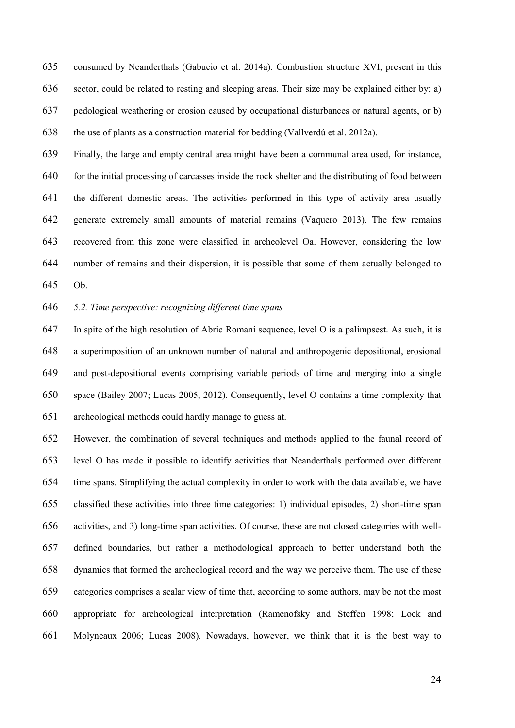consumed by Neanderthals (Gabucio et al. 2014a). Combustion structure XVI, present in this sector, could be related to resting and sleeping areas. Their size may be explained either by: a) pedological weathering or erosion caused by occupational disturbances or natural agents, or b) the use of plants as a construction material for bedding (Vallverdú et al. 2012a).

Finally, the large and empty central area might have been a communal area used, for instance, for the initial processing of carcasses inside the rock shelter and the distributing of food between the different domestic areas. The activities performed in this type of activity area usually generate extremely small amounts of material remains (Vaquero 2013). The few remains recovered from this zone were classified in archeolevel Oa. However, considering the low number of remains and their dispersion, it is possible that some of them actually belonged to Ob.

### *5.2. Time perspective: recognizing different time spans*

In spite of the high resolution of Abric Romaní sequence, level O is a palimpsest. As such, it is a superimposition of an unknown number of natural and anthropogenic depositional, erosional and post-depositional events comprising variable periods of time and merging into a single space (Bailey 2007; Lucas 2005, 2012). Consequently, level O contains a time complexity that archeological methods could hardly manage to guess at.

However, the combination of several techniques and methods applied to the faunal record of level O has made it possible to identify activities that Neanderthals performed over different time spans. Simplifying the actual complexity in order to work with the data available, we have classified these activities into three time categories: 1) individual episodes, 2) short-time span activities, and 3) long-time span activities. Of course, these are not closed categories with well-defined boundaries, but rather a methodological approach to better understand both the dynamics that formed the archeological record and the way we perceive them. The use of these categories comprises a scalar view of time that, according to some authors, may be not the most appropriate for archeological interpretation (Ramenofsky and Steffen 1998; Lock and Molyneaux 2006; Lucas 2008). Nowadays, however, we think that it is the best way to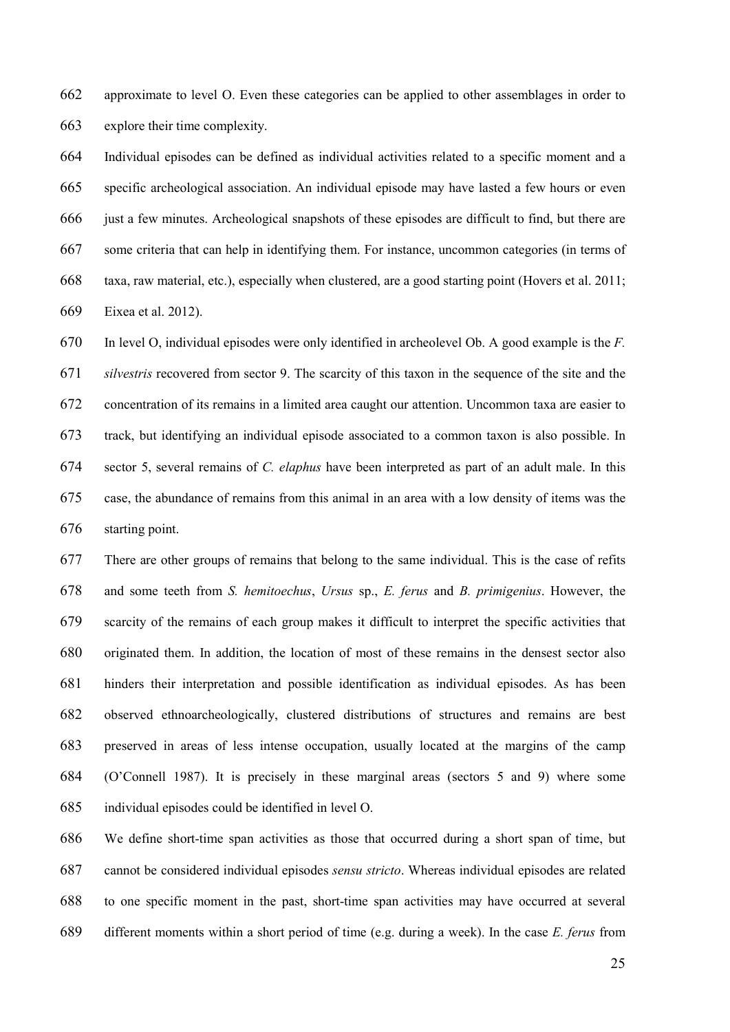approximate to level O. Even these categories can be applied to other assemblages in order to explore their time complexity.

Individual episodes can be defined as individual activities related to a specific moment and a specific archeological association. An individual episode may have lasted a few hours or even just a few minutes. Archeological snapshots of these episodes are difficult to find, but there are some criteria that can help in identifying them. For instance, uncommon categories (in terms of taxa, raw material, etc.), especially when clustered, are a good starting point (Hovers et al. 2011; Eixea et al. 2012).

In level O, individual episodes were only identified in archeolevel Ob. A good example is the *F. silvestris* recovered from sector 9. The scarcity of this taxon in the sequence of the site and the concentration of its remains in a limited area caught our attention. Uncommon taxa are easier to track, but identifying an individual episode associated to a common taxon is also possible. In sector 5, several remains of *C. elaphus* have been interpreted as part of an adult male. In this case, the abundance of remains from this animal in an area with a low density of items was the starting point.

There are other groups of remains that belong to the same individual. This is the case of refits and some teeth from *S. hemitoechus*, *Ursus* sp., *E. ferus* and *B. primigenius*. However, the scarcity of the remains of each group makes it difficult to interpret the specific activities that originated them. In addition, the location of most of these remains in the densest sector also hinders their interpretation and possible identification as individual episodes. As has been observed ethnoarcheologically, clustered distributions of structures and remains are best preserved in areas of less intense occupation, usually located at the margins of the camp (O'Connell 1987). It is precisely in these marginal areas (sectors 5 and 9) where some individual episodes could be identified in level O.

We define short-time span activities as those that occurred during a short span of time, but cannot be considered individual episodes *sensu stricto*. Whereas individual episodes are related to one specific moment in the past, short-time span activities may have occurred at several different moments within a short period of time (e.g. during a week). In the case *E. ferus* from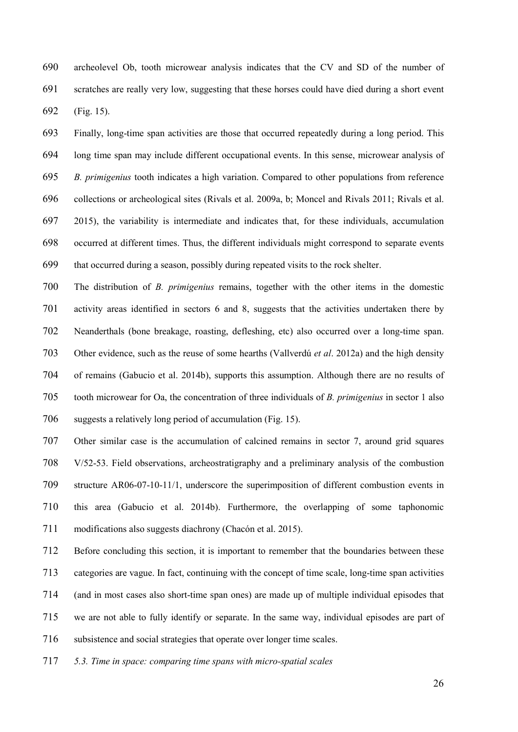archeolevel Ob, tooth microwear analysis indicates that the CV and SD of the number of scratches are really very low, suggesting that these horses could have died during a short event (Fig. 15).

Finally, long-time span activities are those that occurred repeatedly during a long period. This long time span may include different occupational events. In this sense, microwear analysis of *B. primigenius* tooth indicates a high variation. Compared to other populations from reference collections or archeological sites (Rivals et al. 2009a, b; Moncel and Rivals 2011; Rivals et al. 2015), the variability is intermediate and indicates that, for these individuals, accumulation occurred at different times. Thus, the different individuals might correspond to separate events that occurred during a season, possibly during repeated visits to the rock shelter.

The distribution of *B. primigenius* remains, together with the other items in the domestic activity areas identified in sectors 6 and 8, suggests that the activities undertaken there by Neanderthals (bone breakage, roasting, defleshing, etc) also occurred over a long-time span. Other evidence, such as the reuse of some hearths (Vallverdú *et al*. 2012a) and the high density of remains (Gabucio et al. 2014b), supports this assumption. Although there are no results of tooth microwear for Oa, the concentration of three individuals of *B. primigenius* in sector 1 also suggests a relatively long period of accumulation (Fig. 15).

Other similar case is the accumulation of calcined remains in sector 7, around grid squares V/52-53. Field observations, archeostratigraphy and a preliminary analysis of the combustion structure AR06-07-10-11/1, underscore the superimposition of different combustion events in this area (Gabucio et al. 2014b). Furthermore, the overlapping of some taphonomic modifications also suggests diachrony (Chacón et al. 2015).

Before concluding this section, it is important to remember that the boundaries between these categories are vague. In fact, continuing with the concept of time scale, long-time span activities (and in most cases also short-time span ones) are made up of multiple individual episodes that we are not able to fully identify or separate. In the same way, individual episodes are part of subsistence and social strategies that operate over longer time scales.

### *5.3. Time in space: comparing time spans with micro-spatial scales*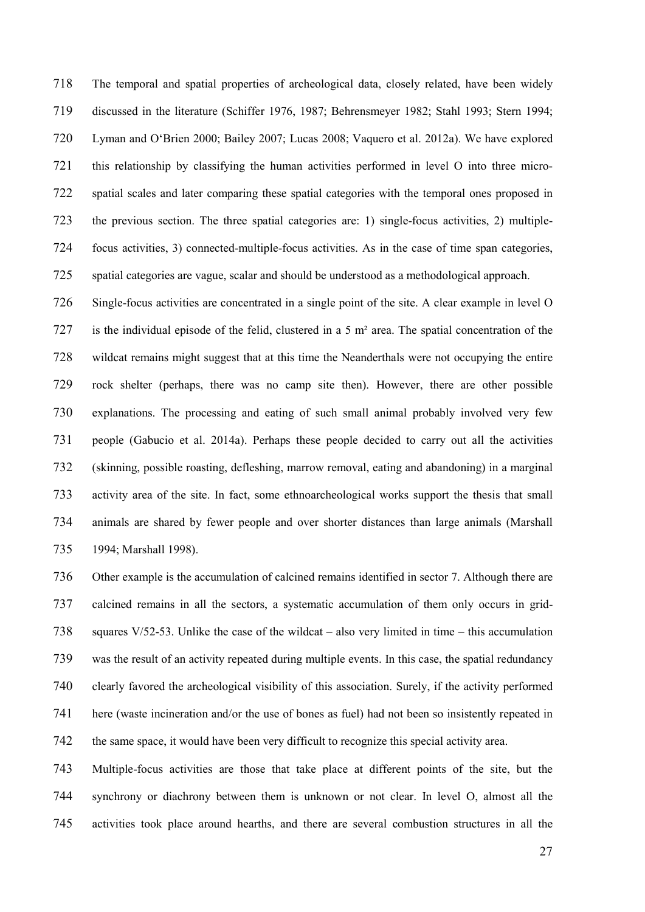The temporal and spatial properties of archeological data, closely related, have been widely discussed in the literature (Schiffer 1976, 1987; Behrensmeyer 1982; Stahl 1993; Stern 1994; Lyman and O'Brien 2000; Bailey 2007; Lucas 2008; Vaquero et al. 2012a). We have explored this relationship by classifying the human activities performed in level O into three micro-spatial scales and later comparing these spatial categories with the temporal ones proposed in the previous section. The three spatial categories are: 1) single-focus activities, 2) multiple-focus activities, 3) connected-multiple-focus activities. As in the case of time span categories, spatial categories are vague, scalar and should be understood as a methodological approach.

Single-focus activities are concentrated in a single point of the site. A clear example in level O is the individual episode of the felid, clustered in a 5 m² area. The spatial concentration of the wildcat remains might suggest that at this time the Neanderthals were not occupying the entire rock shelter (perhaps, there was no camp site then). However, there are other possible explanations. The processing and eating of such small animal probably involved very few people (Gabucio et al. 2014a). Perhaps these people decided to carry out all the activities (skinning, possible roasting, defleshing, marrow removal, eating and abandoning) in a marginal activity area of the site. In fact, some ethnoarcheological works support the thesis that small animals are shared by fewer people and over shorter distances than large animals (Marshall 1994; Marshall 1998).

Other example is the accumulation of calcined remains identified in sector 7. Although there are calcined remains in all the sectors, a systematic accumulation of them only occurs in grid-squares V/52-53. Unlike the case of the wildcat – also very limited in time – this accumulation was the result of an activity repeated during multiple events. In this case, the spatial redundancy clearly favored the archeological visibility of this association. Surely, if the activity performed here (waste incineration and/or the use of bones as fuel) had not been so insistently repeated in the same space, it would have been very difficult to recognize this special activity area.

Multiple-focus activities are those that take place at different points of the site, but the synchrony or diachrony between them is unknown or not clear. In level O, almost all the activities took place around hearths, and there are several combustion structures in all the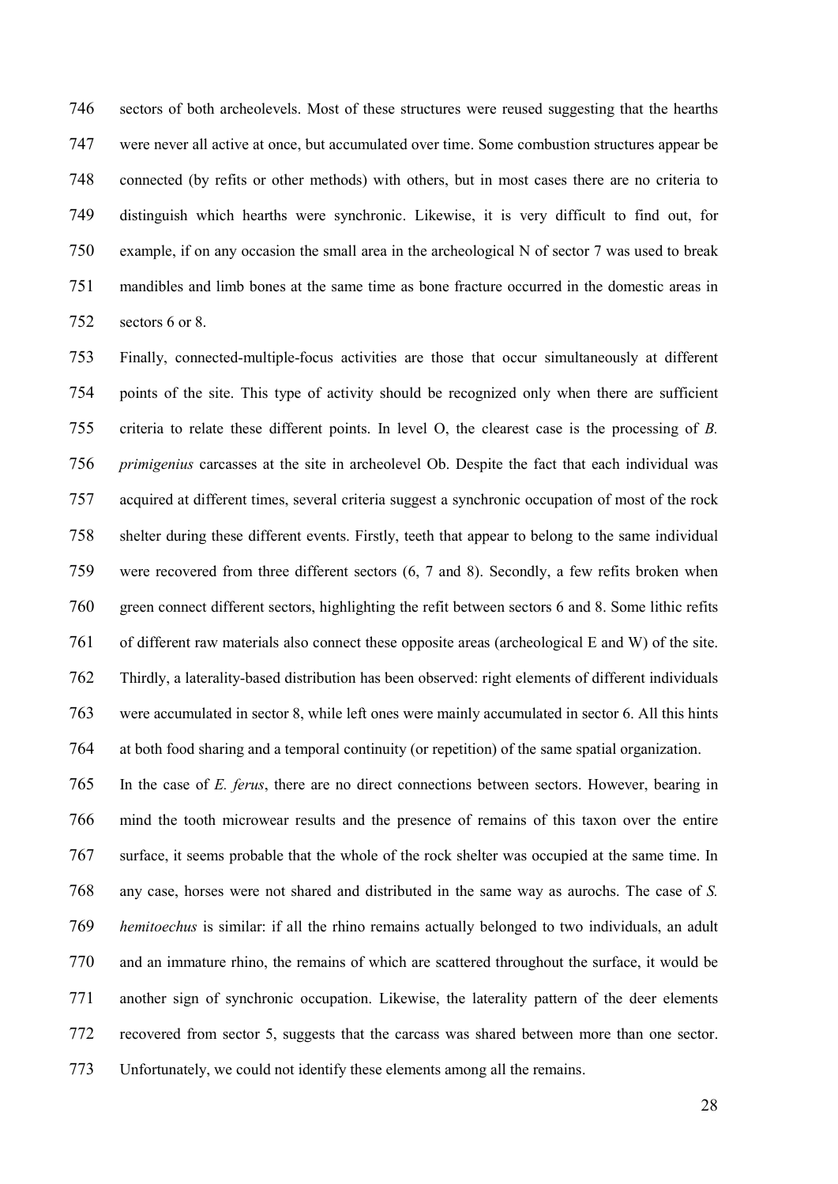sectors of both archeolevels. Most of these structures were reused suggesting that the hearths were never all active at once, but accumulated over time. Some combustion structures appear be connected (by refits or other methods) with others, but in most cases there are no criteria to distinguish which hearths were synchronic. Likewise, it is very difficult to find out, for example, if on any occasion the small area in the archeological N of sector 7 was used to break mandibles and limb bones at the same time as bone fracture occurred in the domestic areas in sectors 6 or 8.

Finally, connected-multiple-focus activities are those that occur simultaneously at different points of the site. This type of activity should be recognized only when there are sufficient criteria to relate these different points. In level O, the clearest case is the processing of *B. primigenius* carcasses at the site in archeolevel Ob. Despite the fact that each individual was acquired at different times, several criteria suggest a synchronic occupation of most of the rock shelter during these different events. Firstly, teeth that appear to belong to the same individual were recovered from three different sectors (6, 7 and 8). Secondly, a few refits broken when green connect different sectors, highlighting the refit between sectors 6 and 8. Some lithic refits of different raw materials also connect these opposite areas (archeological E and W) of the site. Thirdly, a laterality-based distribution has been observed: right elements of different individuals were accumulated in sector 8, while left ones were mainly accumulated in sector 6. All this hints at both food sharing and a temporal continuity (or repetition) of the same spatial organization.

In the case of *E. ferus*, there are no direct connections between sectors. However, bearing in mind the tooth microwear results and the presence of remains of this taxon over the entire surface, it seems probable that the whole of the rock shelter was occupied at the same time. In any case, horses were not shared and distributed in the same way as aurochs. The case of *S. hemitoechus* is similar: if all the rhino remains actually belonged to two individuals, an adult and an immature rhino, the remains of which are scattered throughout the surface, it would be another sign of synchronic occupation. Likewise, the laterality pattern of the deer elements recovered from sector 5, suggests that the carcass was shared between more than one sector. Unfortunately, we could not identify these elements among all the remains.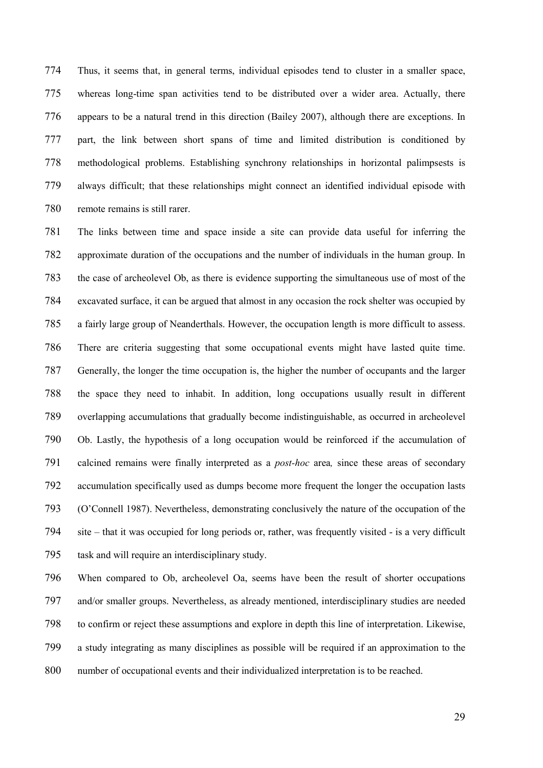Thus, it seems that, in general terms, individual episodes tend to cluster in a smaller space, whereas long-time span activities tend to be distributed over a wider area. Actually, there appears to be a natural trend in this direction (Bailey 2007), although there are exceptions. In part, the link between short spans of time and limited distribution is conditioned by methodological problems. Establishing synchrony relationships in horizontal palimpsests is always difficult; that these relationships might connect an identified individual episode with remote remains is still rarer.

The links between time and space inside a site can provide data useful for inferring the approximate duration of the occupations and the number of individuals in the human group. In the case of archeolevel Ob, as there is evidence supporting the simultaneous use of most of the excavated surface, it can be argued that almost in any occasion the rock shelter was occupied by a fairly large group of Neanderthals. However, the occupation length is more difficult to assess. There are criteria suggesting that some occupational events might have lasted quite time. Generally, the longer the time occupation is, the higher the number of occupants and the larger the space they need to inhabit. In addition, long occupations usually result in different overlapping accumulations that gradually become indistinguishable, as occurred in archeolevel Ob. Lastly, the hypothesis of a long occupation would be reinforced if the accumulation of calcined remains were finally interpreted as a *post-hoc* area, since these areas of secondary accumulation specifically used as dumps become more frequent the longer the occupation lasts (O'Connell 1987). Nevertheless, demonstrating conclusively the nature of the occupation of the site – that it was occupied for long periods or, rather, was frequently visited - is a very difficult task and will require an interdisciplinary study.

When compared to Ob, archeolevel Oa, seems have been the result of shorter occupations and/or smaller groups. Nevertheless, as already mentioned, interdisciplinary studies are needed to confirm or reject these assumptions and explore in depth this line of interpretation. Likewise, a study integrating as many disciplines as possible will be required if an approximation to the number of occupational events and their individualized interpretation is to be reached.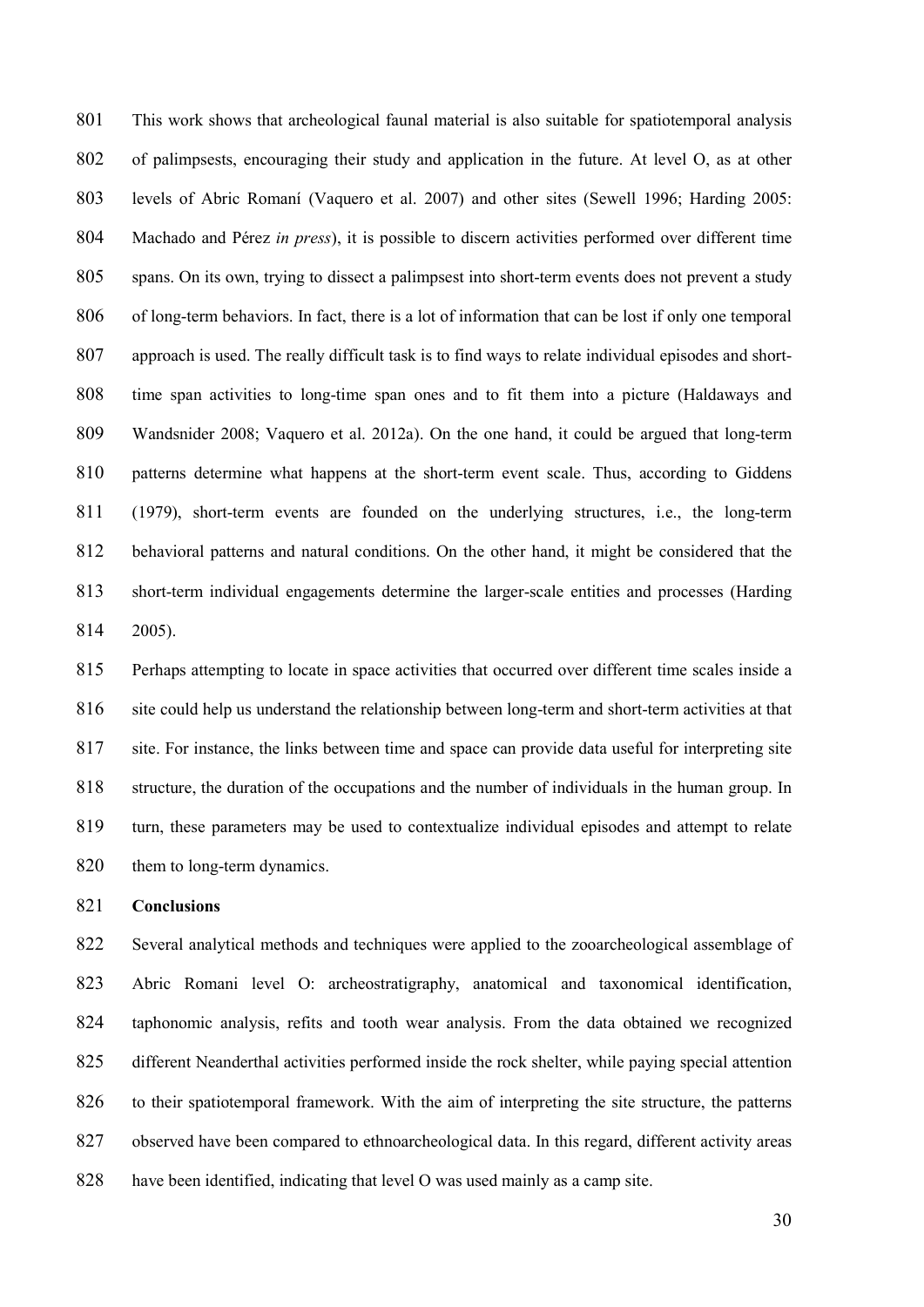This work shows that archeological faunal material is also suitable for spatiotemporal analysis of palimpsests, encouraging their study and application in the future. At level O, as at other levels of Abric Romaní (Vaquero et al. 2007) and other sites (Sewell 1996; Harding 2005: Machado and Pérez *in press*), it is possible to discern activities performed over different time spans. On its own, trying to dissect a palimpsest into short-term events does not prevent a study of long-term behaviors. In fact, there is a lot of information that can be lost if only one temporal approach is used. The really difficult task is to find ways to relate individual episodes and short-time span activities to long-time span ones and to fit them into a picture (Haldaways and Wandsnider 2008; Vaquero et al. 2012a). On the one hand, it could be argued that long-term patterns determine what happens at the short-term event scale. Thus, according to Giddens (1979), short-term events are founded on the underlying structures, i.e., the long-term behavioral patterns and natural conditions. On the other hand, it might be considered that the short-term individual engagements determine the larger-scale entities and processes (Harding 2005).

Perhaps attempting to locate in space activities that occurred over different time scales inside a site could help us understand the relationship between long-term and short-term activities at that site. For instance, the links between time and space can provide data useful for interpreting site structure, the duration of the occupations and the number of individuals in the human group. In turn, these parameters may be used to contextualize individual episodes and attempt to relate them to long-term dynamics.

## Conclusions

Several analytical methods and techniques were applied to the zooarcheological assemblage of Abric Romani level O: archeostratigraphy, anatomical and taxonomical identification, taphonomic analysis, refits and tooth wear analysis. From the data obtained we recognized different Neanderthal activities performed inside the rock shelter, while paying special attention to their spatiotemporal framework. With the aim of interpreting the site structure, the patterns observed have been compared to ethnoarcheological data. In this regard, different activity areas have been identified, indicating that level O was used mainly as a camp site.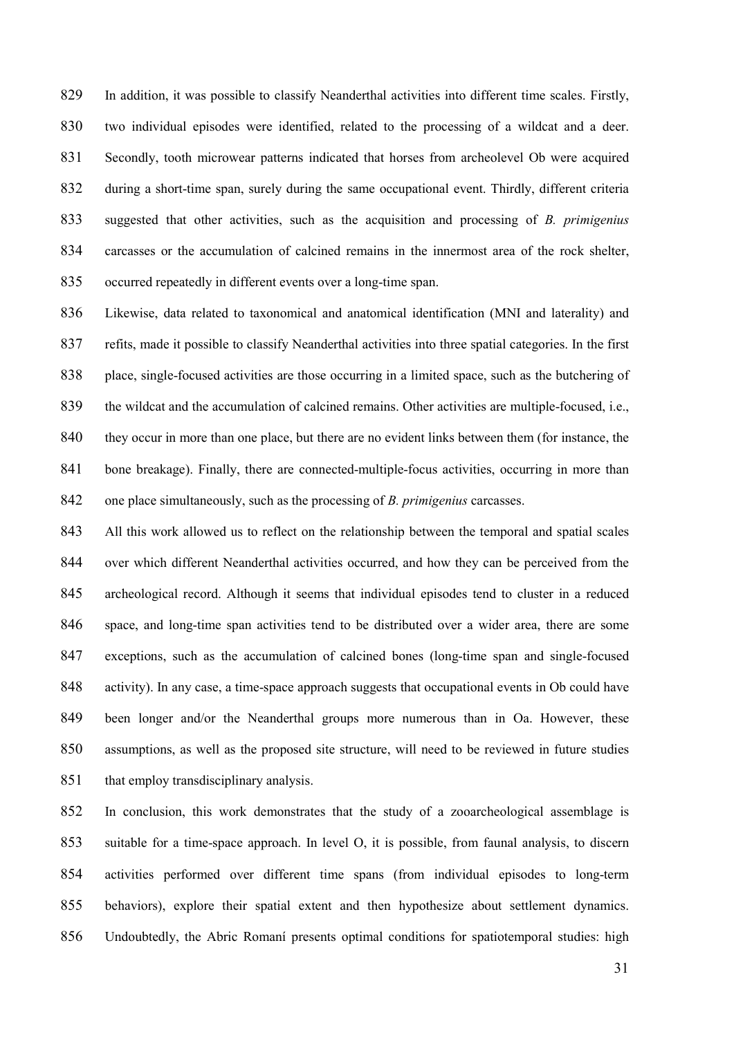In addition, it was possible to classify Neanderthal activities into different time scales. Firstly, two individual episodes were identified, related to the processing of a wildcat and a deer. Secondly, tooth microwear patterns indicated that horses from archeolevel Ob were acquired during a short-time span, surely during the same occupational event. Thirdly, different criteria suggested that other activities, such as the acquisition and processing of *B. primigenius* carcasses or the accumulation of calcined remains in the innermost area of the rock shelter, occurred repeatedly in different events over a long-time span.

Likewise, data related to taxonomical and anatomical identification (MNI and laterality) and refits, made it possible to classify Neanderthal activities into three spatial categories. In the first place, single-focused activities are those occurring in a limited space, such as the butchering of the wildcat and the accumulation of calcined remains. Other activities are multiple-focused, i.e., they occur in more than one place, but there are no evident links between them (for instance, the bone breakage). Finally, there are connected-multiple-focus activities, occurring in more than one place simultaneously, such as the processing of *B. primigenius* carcasses.

All this work allowed us to reflect on the relationship between the temporal and spatial scales over which different Neanderthal activities occurred, and how they can be perceived from the archeological record. Although it seems that individual episodes tend to cluster in a reduced space, and long-time span activities tend to be distributed over a wider area, there are some exceptions, such as the accumulation of calcined bones (long-time span and single-focused activity). In any case, a time-space approach suggests that occupational events in Ob could have been longer and/or the Neanderthal groups more numerous than in Oa. However, these assumptions, as well as the proposed site structure, will need to be reviewed in future studies that employ transdisciplinary analysis.

In conclusion, this work demonstrates that the study of a zooarcheological assemblage is suitable for a time-space approach. In level O, it is possible, from faunal analysis, to discern activities performed over different time spans (from individual episodes to long-term behaviors), explore their spatial extent and then hypothesize about settlement dynamics. Undoubtedly, the Abric Romaní presents optimal conditions for spatiotemporal studies: high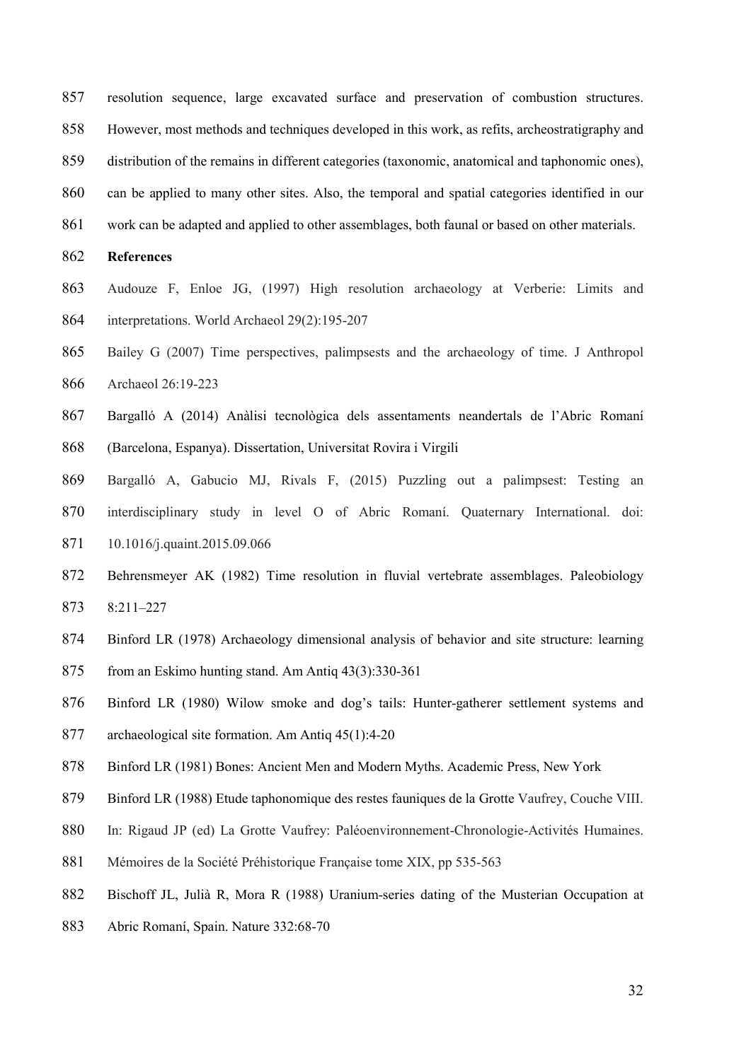resolution sequence, large excavated surface and preservation of combustion structures. However, most methods and techniques developed in this work, as refits, archeostratigraphy and distribution of the remains in different categories (taxonomic, anatomical and taphonomic ones), can be applied to many other sites. Also, the temporal and spatial categories identified in our work can be adapted and applied to other assemblages, both faunal or based on other materials.

## References

Audouze F, Enloe JG, (1997) High resolution archaeology at Verberie: Limits and interpretations. World Archaeol 29(2):195-207

Bailey G (2007) Time perspectives, palimpsests and the archaeology of time. J Anthropol Archaeol 26:19-223

Bargalló A (2014) Anàlisi tecnològica dels assentaments neandertals de l'Abric Romaní (Barcelona, Espanya). Dissertation, Universitat Rovira i Virgili

Bargalló A, Gabucio MJ, Rivals F, (2015) Puzzling out a palimpsest: Testing an interdisciplinary study in level O of Abric Romaní. Quaternary International. doi: 10.1016/j.quaint.2015.09.066

Behrensmeyer AK (1982) Time resolution in fluvial vertebrate assemblages. Paleobiology 8:211–227

Binford LR (1978) Archaeology dimensional analysis of behavior and site structure: learning from an Eskimo hunting stand. Am Antiq 43(3):330-361

Binford LR (1980) Wilow smoke and dog's tails: Hunter-gatherer settlement systems and archaeological site formation. Am Antiq 45(1):4-20

Binford LR (1981) Bones: Ancient Men and Modern Myths. Academic Press, New York

Binford LR (1988) Etude taphonomique des restes fauniques de la Grotte Vaufrey, Couche VIII. In: Rigaud JP (ed) La Grotte Vaufrey: Paléoenvironnement-Chronologie-Activités Humaines. Mémoires de la Société Préhistorique Française tome XIX, pp 535-563

Bischoff JL, Julià R, Mora R (1988) Uranium-series dating of the Musterian Occupation at Abric Romaní, Spain. Nature 332:68-70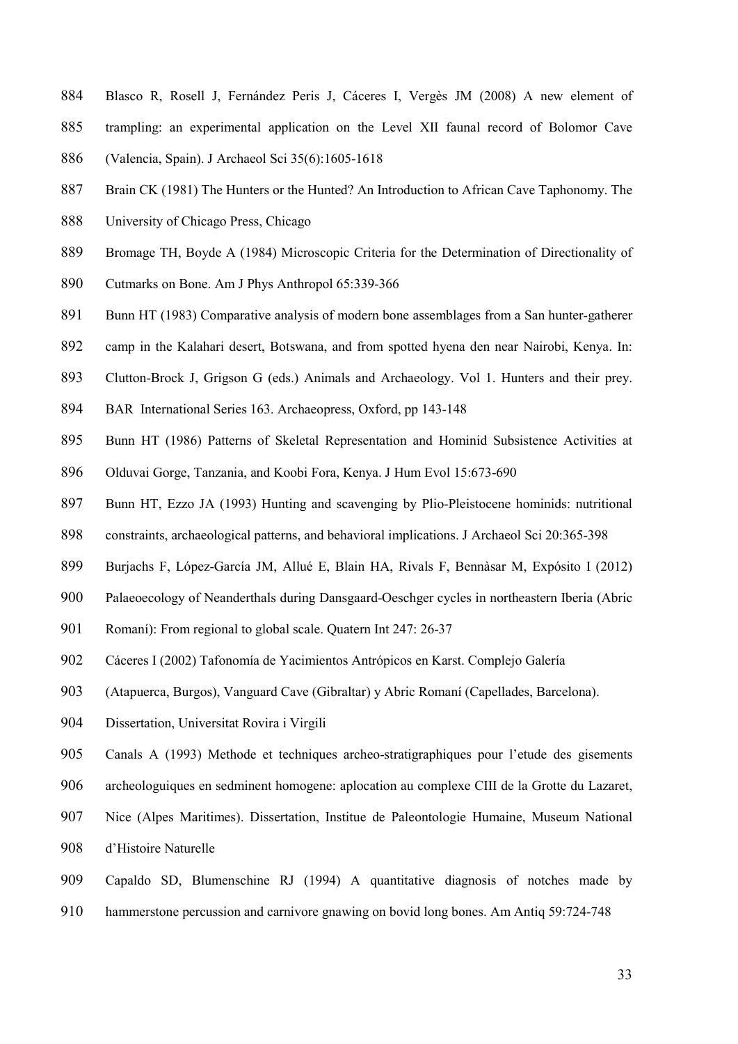Blasco R, Rosell J, Fernández Peris J, Cáceres I, Vergès JM (2008) A new element of trampling: an experimental application on the Level XII faunal record of Bolomor Cave (Valencia, Spain). J Archaeol Sci 35(6):1605-1618

Brain CK (1981) The Hunters or the Hunted? An Introduction to African Cave Taphonomy. The University of Chicago Press, Chicago

Bromage TH, Boyde A (1984) Microscopic Criteria for the Determination of Directionality of Cutmarks on Bone. Am J Phys Anthropol 65:339-366

Bunn HT (1983) Comparative analysis of modern bone assemblages from a San hunter-gatherer camp in the Kalahari desert, Botswana, and from spotted hyena den near Nairobi, Kenya. In: Clutton-Brock J, Grigson G (eds.) Animals and Archaeology. Vol 1. Hunters and their prey. BAR International Series 163. Archaeopress, Oxford, pp 143-148

Bunn HT (1986) Patterns of Skeletal Representation and Hominid Subsistence Activities at Olduvai Gorge, Tanzania, and Koobi Fora, Kenya. J Hum Evol 15:673-690

Bunn HT, Ezzo JA (1993) Hunting and scavenging by Plio-Pleistocene hominids: nutritional constraints, archaeological patterns, and behavioral implications. J Archaeol Sci 20:365-398

Burjachs F, López-García JM, Allué E, Blain HA, Rivals F, Bennàsar M, Expósito I (2012) Palaeoecology of Neanderthals during Dansgaard-Oeschger cycles in northeastern Iberia (Abric Romaní): From regional to global scale. Quatern Int 247: 26-37

Cáceres I (2002) Tafonomía de Yacimientos Antrópicos en Karst. Complejo Galería (Atapuerca, Burgos), Vanguard Cave (Gibraltar) y Abric Romaní (Capellades, Barcelona). Dissertation, Universitat Rovira i Virgili

Canals A (1993) Methode et techniques archeo-stratigraphiques pour l'etude des gisements archeologuiques en sedminent homogene: aplocation au complexe CIII de la Grotte du Lazaret, Nice (Alpes Maritimes). Dissertation, Institue de Paleontologie Humaine, Museum National d'Histoire Naturelle

Capaldo SD, Blumenschine RJ (1994) A quantitative diagnosis of notches made by hammerstone percussion and carnivore gnawing on bovid long bones. Am Antiq 59:724-748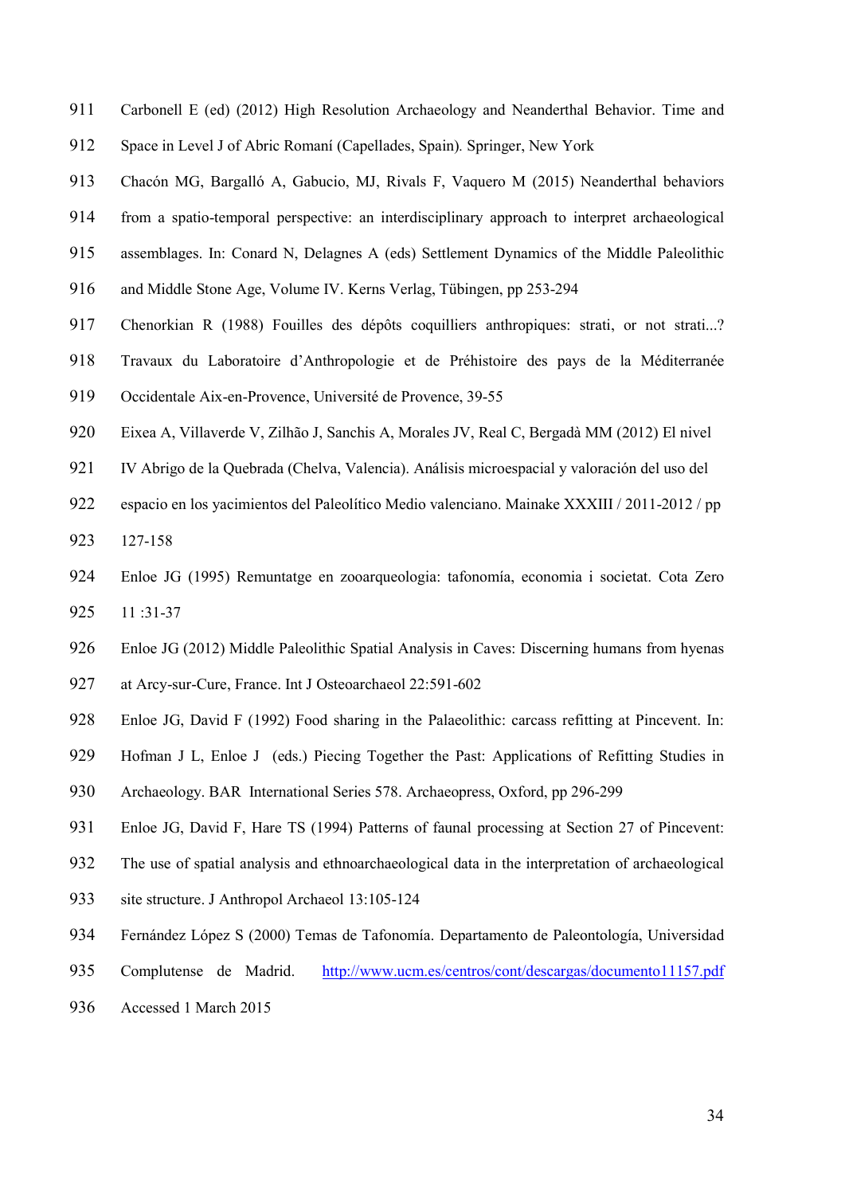Carbonell E (ed) (2012) High Resolution Archaeology and Neanderthal Behavior. Time and Space in Level J of Abric Romaní (Capellades, Spain). Springer, New York

Chacón MG, Bargalló A, Gabucio, MJ, Rivals F, Vaquero M (2015) Neanderthal behaviors from a spatio-temporal perspective: an interdisciplinary approach to interpret archaeological assemblages. In: Conard N, Delagnes A (eds) Settlement Dynamics of the Middle Paleolithic and Middle Stone Age, Volume IV. Kerns Verlag, Tübingen, pp 253-294

Chenorkian R (1988) Fouilles des dépôts coquilliers anthropiques: strati, or not strati...? Travaux du Laboratoire d'Anthropologie et de Préhistoire des pays de la Méditerranée Occidentale Aix-en-Provence, Université de Provence, 39-55

Eixea A, Villaverde V, Zilhão J, Sanchis A, Morales JV, Real C, Bergadà MM (2012) El nivel IV Abrigo de la Quebrada (Chelva, Valencia). Análisis microespacial y valoración del uso del espacio en los yacimientos del Paleolítico Medio valenciano. Mainake XXXIII / 2011-2012 / pp 127-158

Enloe JG (1995) Remuntatge en zooarqueologia: tafonomía, economia i societat. Cota Zero 11 :31-37

Enloe JG (2012) Middle Paleolithic Spatial Analysis in Caves: Discerning humans from hyenas at Arcy-sur-Cure, France. Int J Osteoarchaeol 22:591-602

Enloe JG, David F (1992) Food sharing in the Palaeolithic: carcass refitting at Pincevent. In: Hofman J L, Enloe J (eds.) Piecing Together the Past: Applications of Refitting Studies in Archaeology. BAR International Series 578. Archaeopress, Oxford, pp 296-299

Enloe JG, David F, Hare TS (1994) Patterns of faunal processing at Section 27 of Pincevent: The use of spatial analysis and ethnoarchaeological data in the interpretation of archaeological site structure. J Anthropol Archaeol 13:105-124

Fernández López S (2000) Temas de Tafonomía. Departamento de Paleontología, Universidad Complutense de Madrid. http://www.ucm.es/centros/cont/descargas/documento11157.pdf Accessed 1 March 2015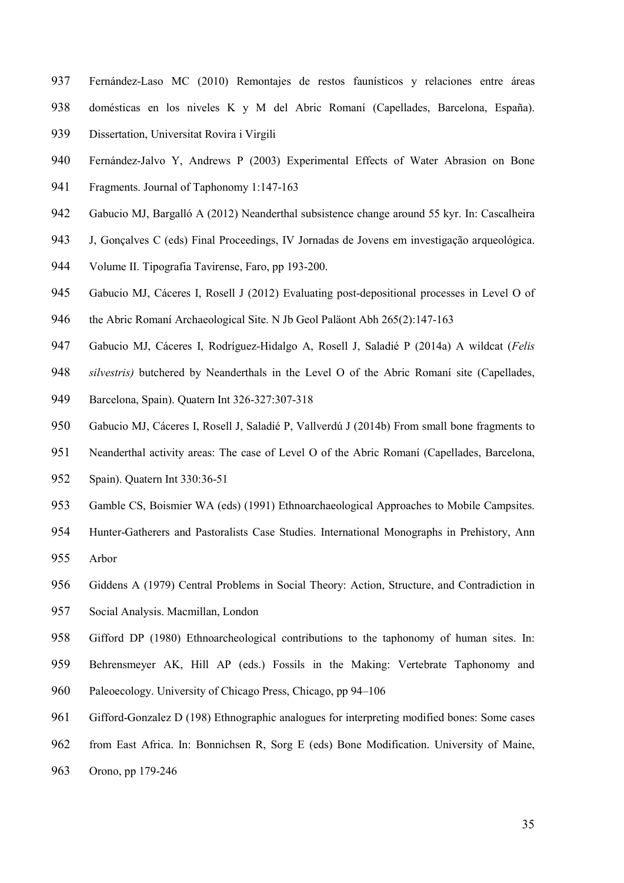Fernández-Laso MC (2010) Remontajes de restos faunísticos y relaciones entre áreas domésticas en los niveles K y M del Abric Romaní (Capellades, Barcelona, España). Dissertation, Universitat Rovira i Virgili

Fernández-Jalvo Y, Andrews P (2003) Experimental Effects of Water Abrasion on Bone Fragments. Journal of Taphonomy 1:147-163

Gabucio MJ, Bargalló A (2012) Neanderthal subsistence change around 55 kyr. In: Cascalheira J, Gonçalves C (eds) Final Proceedings, IV Jornadas de Jovens em investigação arqueológica. Volume II. Tipografia Tavirense, Faro, pp 193-200.

Gabucio MJ, Cáceres I, Rosell J (2012) Evaluating post-depositional processes in Level O of the Abric Romaní Archaeological Site. N Jb Geol Paläont Abh 265(2):147-163

Gabucio MJ, Cáceres I, Rodríguez-Hidalgo A, Rosell J, Saladié P (2014a) A wildcat (*Felis silvestris)* butchered by Neanderthals in the Level O of the Abric Romaní site (Capellades, Barcelona, Spain). Quatern Int 326-327:307-318

Gabucio MJ, Cáceres I, Rosell J, Saladié P, Vallverdú J (2014b) From small bone fragments to Neanderthal activity areas: The case of Level O of the Abric Romaní (Capellades, Barcelona, Spain). Quatern Int 330:36-51

Gamble CS, Boismier WA (eds) (1991) Ethnoarchaeological Approaches to Mobile Campsites. Hunter-Gatherers and Pastoralists Case Studies. International Monographs in Prehistory, Ann Arbor

Giddens A (1979) Central Problems in Social Theory: Action, Structure, and Contradiction in Social Analysis. Macmillan, London

Gifford DP (1980) Ethnoarcheological contributions to the taphonomy of human sites. In: Behrensmeyer AK, Hill AP (eds.) Fossils in the Making: Vertebrate Taphonomy and Paleoecology. University of Chicago Press, Chicago, pp 94–106

Gifford-Gonzalez D (198) Ethnographic analogues for interpreting modified bones: Some cases from East Africa. In: Bonnichsen R, Sorg E (eds) Bone Modification. University of Maine, Orono, pp 179-246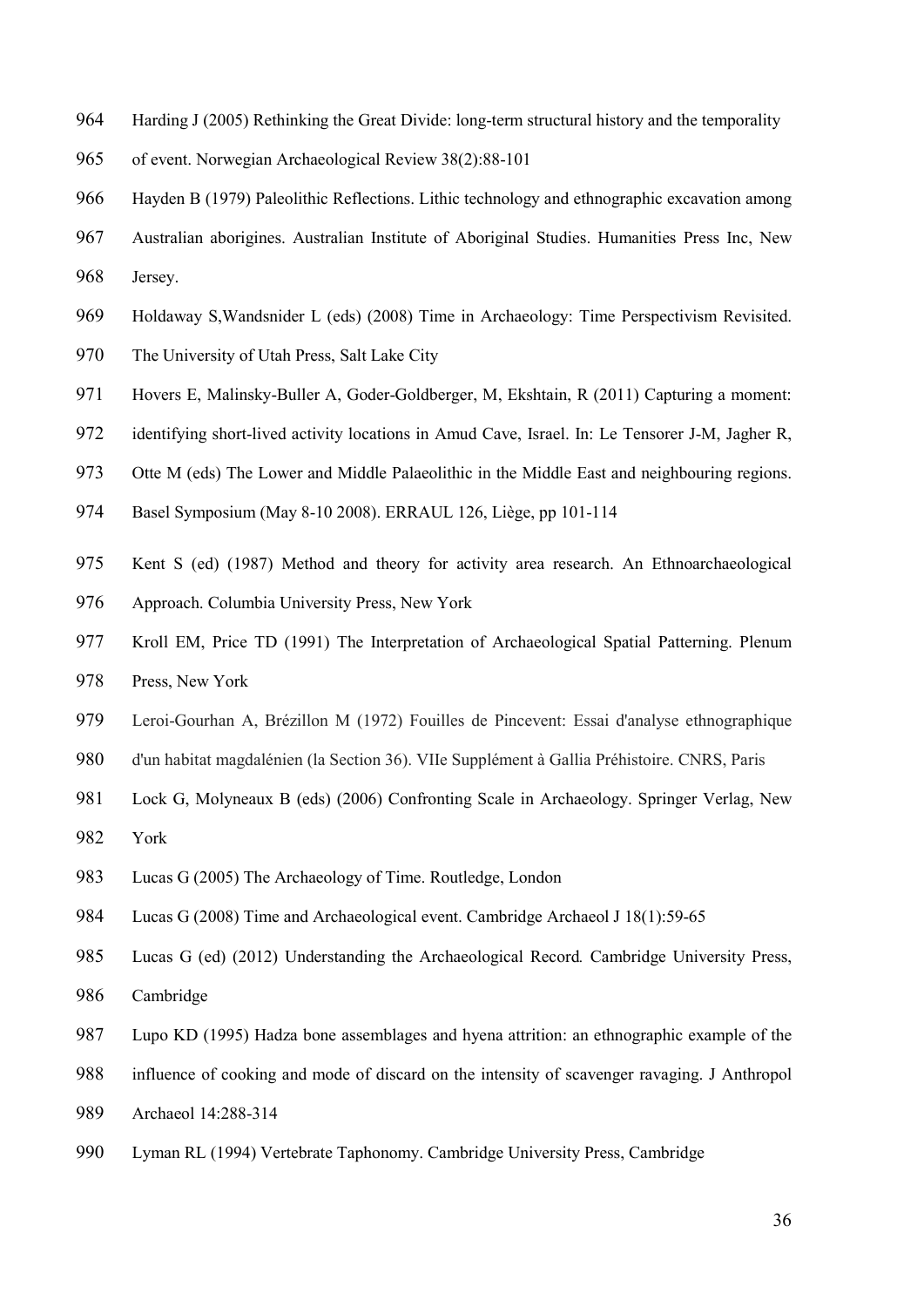Harding J (2005) Rethinking the Great Divide: long-term structural history and the temporality of event. Norwegian Archaeological Review 38(2):88-101

Hayden B (1979) Paleolithic Reflections. Lithic technology and ethnographic excavation among Australian aborigines. Australian Institute of Aboriginal Studies. Humanities Press Inc, New Jersey.

Holdaway S,Wandsnider L (eds) (2008) Time in Archaeology: Time Perspectivism Revisited. The University of Utah Press, Salt Lake City

Hovers E, Malinsky-Buller A, Goder-Goldberger, M, Ekshtain, R (2011) Capturing a moment: identifying short-lived activity locations in Amud Cave, Israel. In: Le Tensorer J-M, Jagher R, Otte M (eds) The Lower and Middle Palaeolithic in the Middle East and neighbouring regions. Basel Symposium (May 8-10 2008). ERRAUL 126, Liège, pp 101-114

Kent S (ed) (1987) Method and theory for activity area research. An Ethnoarchaeological Approach. Columbia University Press, New York

Kroll EM, Price TD (1991) The Interpretation of Archaeological Spatial Patterning. Plenum Press, New York

Leroi-Gourhan A, Brézillon M (1972) Fouilles de Pincevent: Essai d'analyse ethnographique d'un habitat magdalénien (la Section 36). VIIe Supplément à Gallia Préhistoire. CNRS, Paris

Lock G, Molyneaux B (eds) (2006) Confronting Scale in Archaeology. Springer Verlag, New York

Lucas G (2005) The Archaeology of Time. Routledge, London

Lucas G (2008) Time and Archaeological event. Cambridge Archaeol J 18(1):59-65

Lucas G (ed) (2012) Understanding the Archaeological Record*.* Cambridge University Press, Cambridge

Lupo KD (1995) Hadza bone assemblages and hyena attrition: an ethnographic example of the influence of cooking and mode of discard on the intensity of scavenger ravaging. J Anthropol Archaeol 14:288-314

Lyman RL (1994) Vertebrate Taphonomy. Cambridge University Press, Cambridge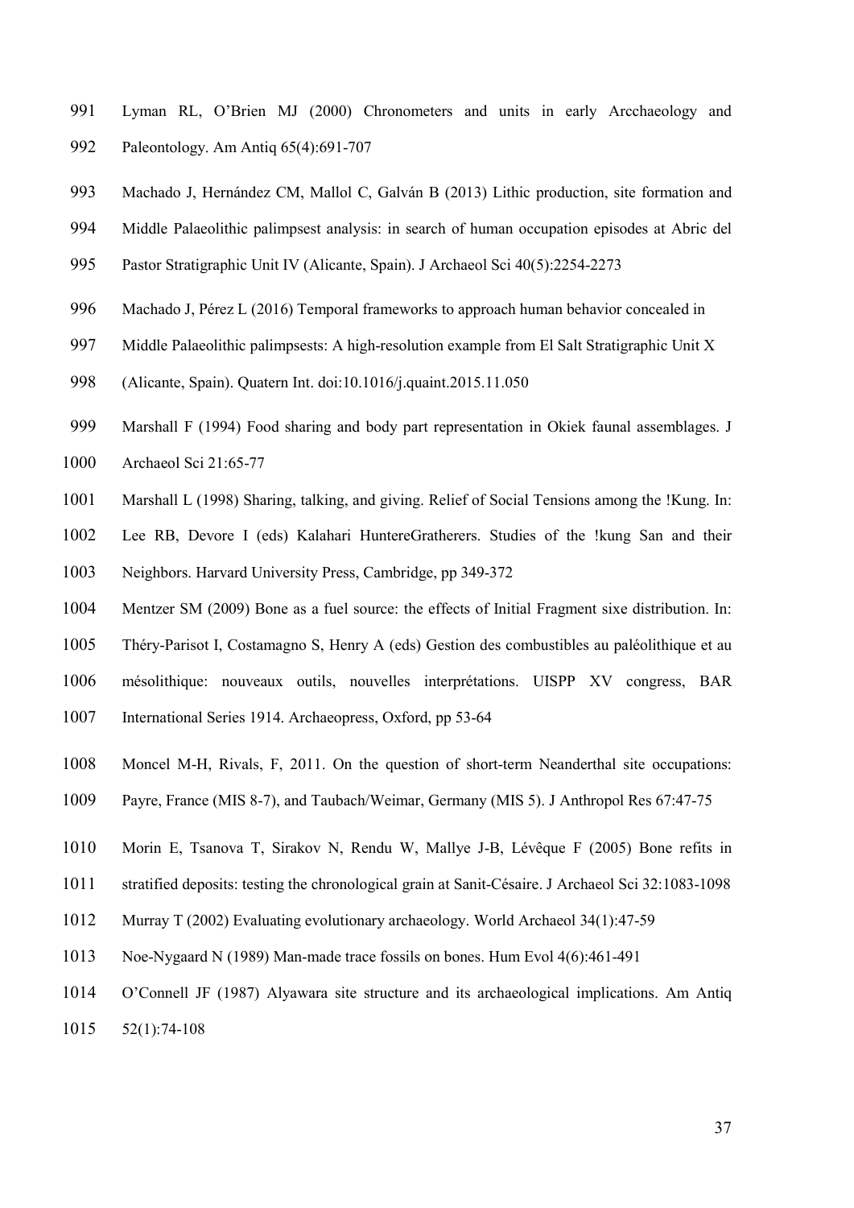Lyman RL, O'Brien MJ (2000) Chronometers and units in early Arcchaeology and Paleontology. Am Antiq 65(4):691-707

Machado J, Hernández CM, Mallol C, Galván B (2013) Lithic production, site formation and Middle Palaeolithic palimpsest analysis: in search of human occupation episodes at Abric del Pastor Stratigraphic Unit IV (Alicante, Spain). J Archaeol Sci 40(5):2254-2273

Machado J, Pérez L (2016) Temporal frameworks to approach human behavior concealed in Middle Palaeolithic palimpsests: A high-resolution example from El Salt Stratigraphic Unit X (Alicante, Spain). Quatern Int. doi:10.1016/j.quaint.2015.11.050

Marshall F (1994) Food sharing and body part representation in Okiek faunal assemblages. J Archaeol Sci 21:65-77

Marshall L (1998) Sharing, talking, and giving. Relief of Social Tensions among the !Kung. In: Lee RB, Devore I (eds) Kalahari HuntereGratherers. Studies of the !kung San and their Neighbors. Harvard University Press, Cambridge, pp 349-372

Mentzer SM (2009) Bone as a fuel source: the effects of Initial Fragment sixe distribution. In: Théry-Parisot I, Costamagno S, Henry A (eds) Gestion des combustibles au paléolithique et au mésolithique: nouveaux outils, nouvelles interprétations. UISPP XV congress, BAR International Series 1914. Archaeopress, Oxford, pp 53-64

Moncel M-H, Rivals, F, 2011. On the question of short-term Neanderthal site occupations: Payre, France (MIS 8-7), and Taubach/Weimar, Germany (MIS 5). J Anthropol Res 67:47-75

Morin E, Tsanova T, Sirakov N, Rendu W, Mallye J-B, Lévêque F (2005) Bone refits in stratified deposits: testing the chronological grain at Sanit-Césaire. J Archaeol Sci 32:1083-1098

Murray T (2002) Evaluating evolutionary archaeology. World Archaeol 34(1):47-59

Noe-Nygaard N (1989) Man-made trace fossils on bones. Hum Evol 4(6):461-491

O'Connell JF (1987) Alyawara site structure and its archaeological implications. Am Antiq 52(1):74-108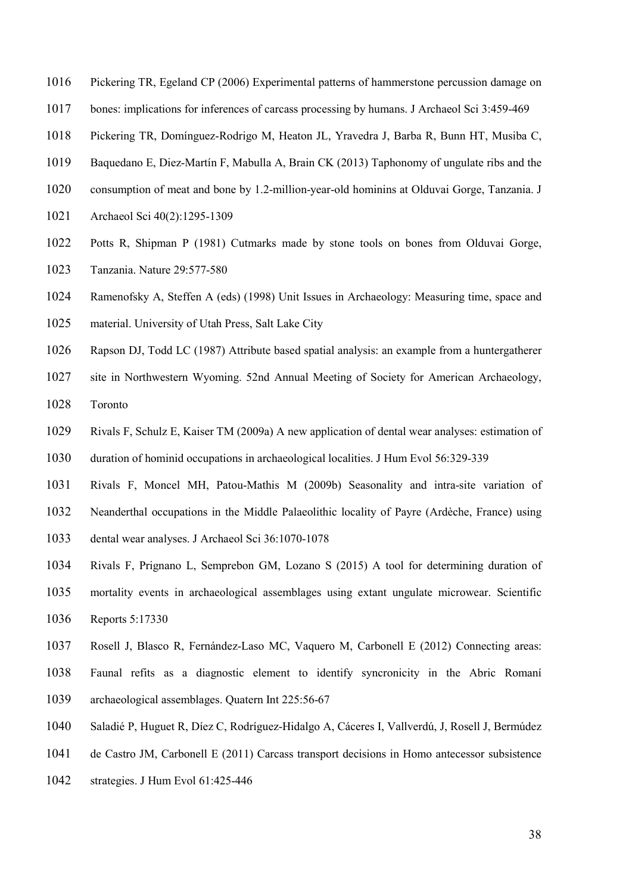Pickering TR, Egeland CP (2006) Experimental patterns of hammerstone percussion damage on bones: implications for inferences of carcass processing by humans. J Archaeol Sci 3:459-469

Pickering TR, Domínguez-Rodrigo M, Heaton JL, Yravedra J, Barba R, Bunn HT, Musiba C, Baquedano E, Diez-Martín F, Mabulla A, Brain CK (2013) Taphonomy of ungulate ribs and the consumption of meat and bone by 1.2-million-year-old hominins at Olduvai Gorge, Tanzania. J Archaeol Sci 40(2):1295-1309

Potts R, Shipman P (1981) Cutmarks made by stone tools on bones from Olduvai Gorge, Tanzania. Nature 29:577-580

Ramenofsky A, Steffen A (eds) (1998) Unit Issues in Archaeology: Measuring time, space and material. University of Utah Press, Salt Lake City

Rapson DJ, Todd LC (1987) Attribute based spatial analysis: an example from a huntergatherer site in Northwestern Wyoming. 52nd Annual Meeting of Society for American Archaeology, Toronto

Rivals F, Schulz E, Kaiser TM (2009a) A new application of dental wear analyses: estimation of duration of hominid occupations in archaeological localities. J Hum Evol 56:329-339

Rivals F, Moncel MH, Patou-Mathis M (2009b) Seasonality and intra-site variation of Neanderthal occupations in the Middle Palaeolithic locality of Payre (Ardèche, France) using dental wear analyses. J Archaeol Sci 36:1070-1078

Rivals F, Prignano L, Semprebon GM, Lozano S (2015) A tool for determining duration of mortality events in archaeological assemblages using extant ungulate microwear. Scientific Reports 5:17330

Rosell J, Blasco R, Fernández-Laso MC, Vaquero M, Carbonell E (2012) Connecting areas: Faunal refits as a diagnostic element to identify syncronicity in the Abric Romaní archaeological assemblages. Quatern Int 225:56-67

Saladié P, Huguet R, Díez C, Rodríguez-Hidalgo A, Cáceres I, Vallverdú, J, Rosell J, Bermúdez de Castro JM, Carbonell E (2011) Carcass transport decisions in Homo antecessor subsistence strategies. J Hum Evol 61:425-446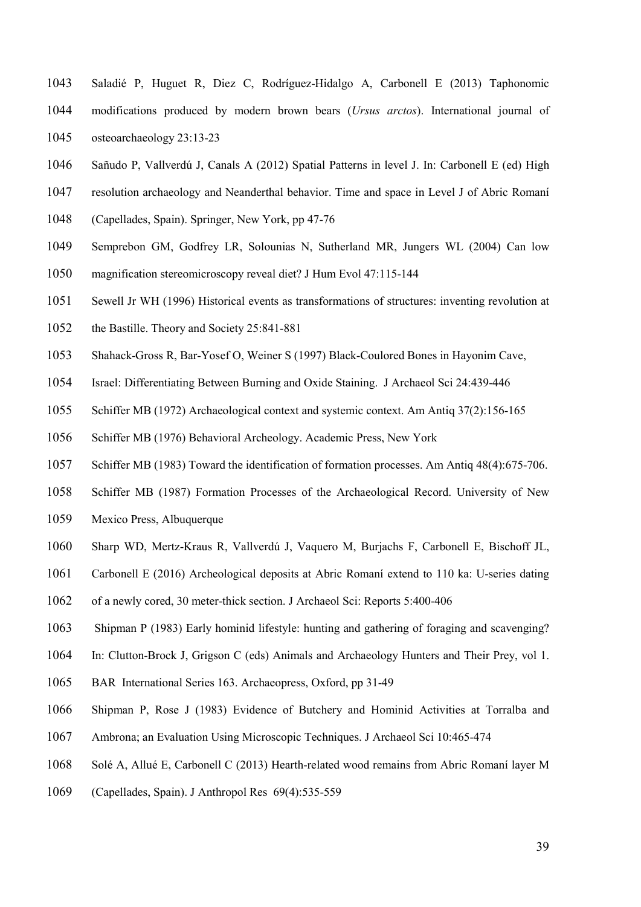Saladié P, Huguet R, Diez C, Rodríguez-Hidalgo A, Carbonell E (2013) Taphonomic modifications produced by modern brown bears (*Ursus arctos*). International journal of osteoarchaeology 23:13-23

Sañudo P, Vallverdú J, Canals A (2012) Spatial Patterns in level J. In: Carbonell E (ed) High resolution archaeology and Neanderthal behavior. Time and space in Level J of Abric Romaní (Capellades, Spain). Springer, New York, pp 47-76

Semprebon GM, Godfrey LR, Solounias N, Sutherland MR, Jungers WL (2004) Can low magnification stereomicroscopy reveal diet? J Hum Evol 47:115-144

Sewell Jr WH (1996) Historical events as transformations of structures: inventing revolution at the Bastille. Theory and Society 25:841-881

Shahack-Gross R, Bar-Yosef O, Weiner S (1997) Black-Coulored Bones in Hayonim Cave, Israel: Differentiating Between Burning and Oxide Staining. J Archaeol Sci 24:439-446

Schiffer MB (1972) Archaeological context and systemic context. Am Antiq 37(2):156-165

Schiffer MB (1976) Behavioral Archeology. Academic Press, New York

Schiffer MB (1983) Toward the identification of formation processes. Am Antiq 48(4):675-706.

Schiffer MB (1987) Formation Processes of the Archaeological Record. University of New Mexico Press, Albuquerque

Sharp WD, Mertz-Kraus R, Vallverdú J, Vaquero M, Burjachs F, Carbonell E, Bischoff JL, Carbonell E (2016) Archeological deposits at Abric Romaní extend to 110 ka: U-series dating of a newly cored, 30 meter-thick section. J Archaeol Sci: Reports 5:400-406

Shipman P (1983) Early hominid lifestyle: hunting and gathering of foraging and scavenging? In: Clutton-Brock J, Grigson C (eds) Animals and Archaeology Hunters and Their Prey, vol 1. BAR International Series 163. Archaeopress, Oxford, pp 31-49

Shipman P, Rose J (1983) Evidence of Butchery and Hominid Activities at Torralba and Ambrona; an Evaluation Using Microscopic Techniques. J Archaeol Sci 10:465-474

Solé A, Allué E, Carbonell C (2013) Hearth-related wood remains from Abric Romaní layer M (Capellades, Spain). J Anthropol Res 69(4):535-559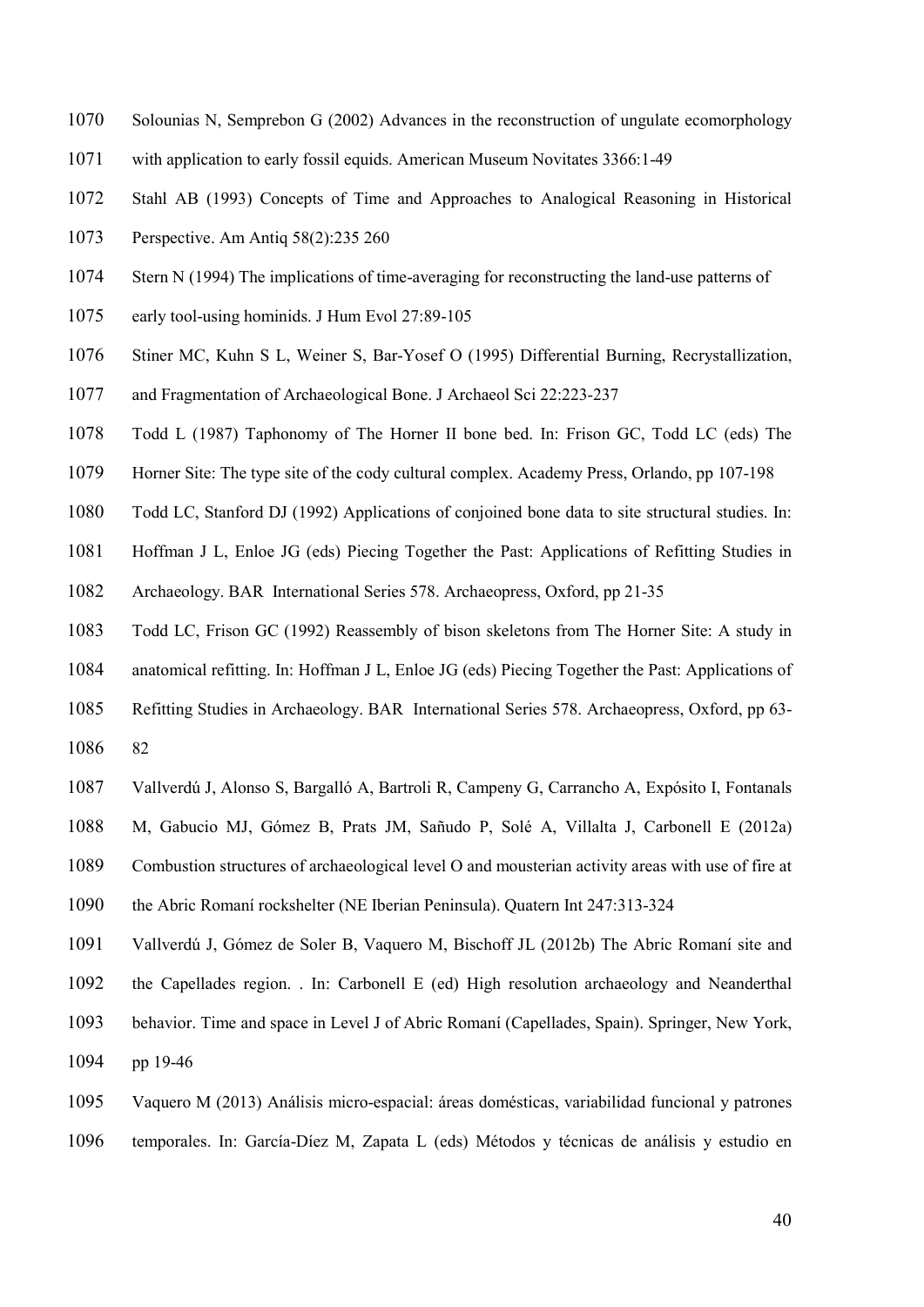Solounias N, Semprebon G (2002) Advances in the reconstruction of ungulate ecomorphology with application to early fossil equids. American Museum Novitates 3366:1-49

Stahl AB (1993) Concepts of Time and Approaches to Analogical Reasoning in Historical Perspective. Am Antiq 58(2):235 260

Stern N (1994) The implications of time-averaging for reconstructing the land-use patterns of early tool-using hominids. J Hum Evol 27:89-105

Stiner MC, Kuhn S L, Weiner S, Bar-Yosef O (1995) Differential Burning, Recrystallization, and Fragmentation of Archaeological Bone. J Archaeol Sci 22:223-237

Todd L (1987) Taphonomy of The Horner II bone bed. In: Frison GC, Todd LC (eds) The Horner Site: The type site of the cody cultural complex. Academy Press, Orlando, pp 107-198

Todd LC, Stanford DJ (1992) Applications of conjoined bone data to site structural studies. In: Hoffman J L, Enloe JG (eds) Piecing Together the Past: Applications of Refitting Studies in Archaeology. BAR International Series 578. Archaeopress, Oxford, pp 21-35

Todd LC, Frison GC (1992) Reassembly of bison skeletons from The Horner Site: A study in anatomical refitting. In: Hoffman J L, Enloe JG (eds) Piecing Together the Past: Applications of Refitting Studies in Archaeology. BAR International Series 578. Archaeopress, Oxford, pp 63-82

Vallverdú J, Alonso S, Bargalló A, Bartroli R, Campeny G, Carrancho A, Expósito I, Fontanals M, Gabucio MJ, Gómez B, Prats JM, Sañudo P, Solé A, Villalta J, Carbonell E (2012a) Combustion structures of archaeological level O and mousterian activity areas with use of fire at the Abric Romaní rockshelter (NE Iberian Peninsula). Quatern Int 247:313-324

Vallverdú J, Gómez de Soler B, Vaquero M, Bischoff JL (2012b) The Abric Romaní site and the Capellades region. . In: Carbonell E (ed) High resolution archaeology and Neanderthal behavior. Time and space in Level J of Abric Romaní (Capellades, Spain). Springer, New York, pp 19-46

Vaquero M (2013) Análisis micro-espacial: áreas domésticas, variabilidad funcional y patrones temporales. In: García-Díez M, Zapata L (eds) Métodos y técnicas de análisis y estudio en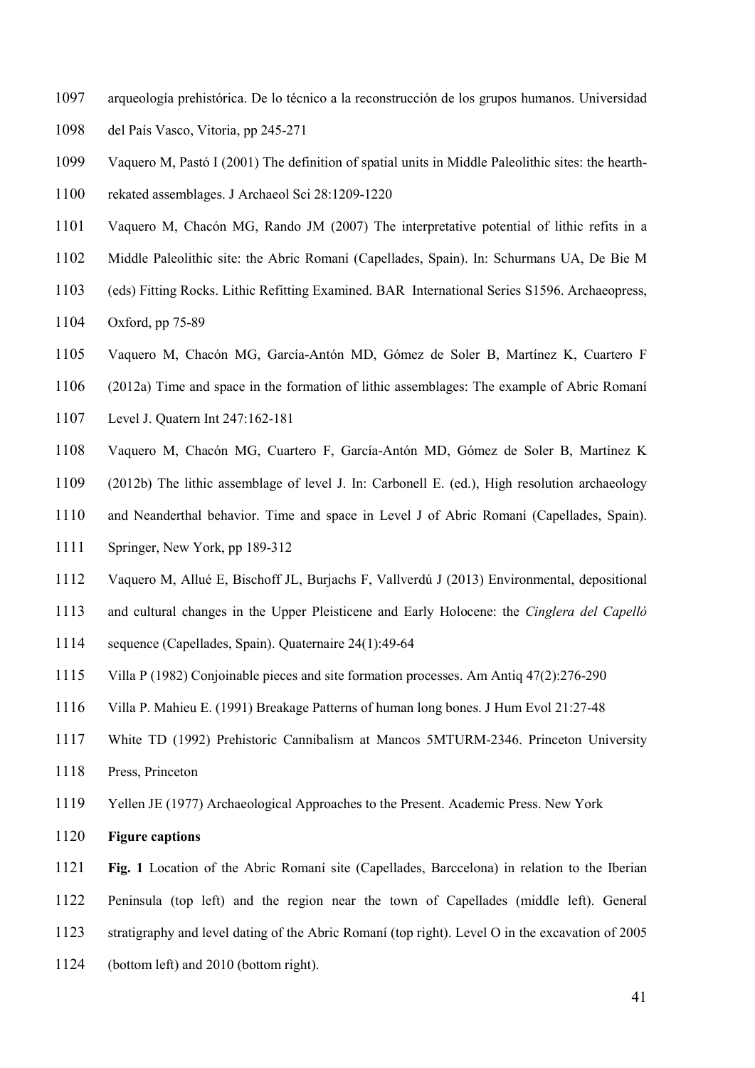arqueología prehistórica. De lo técnico a la reconstrucción de los grupos humanos. Universidad del País Vasco, Vitoria, pp 245-271

Vaquero M, Pastó I (2001) The definition of spatial units in Middle Paleolithic sites: the hearth-rekated assemblages. J Archaeol Sci 28:1209-1220

Vaquero M, Chacón MG, Rando JM (2007) The interpretative potential of lithic refits in a Middle Paleolithic site: the Abric Romaní (Capellades, Spain). In: Schurmans UA, De Bie M (eds) Fitting Rocks. Lithic Refitting Examined. BAR International Series S1596. Archaeopress, Oxford, pp 75-89

Vaquero M, Chacón MG, García-Antón MD, Gómez de Soler B, Martínez K, Cuartero F (2012a) Time and space in the formation of lithic assemblages: The example of Abric Romaní Level J. Quatern Int 247:162-181

Vaquero M, Chacón MG, Cuartero F, García-Antón MD, Gómez de Soler B, Martínez K (2012b) The lithic assemblage of level J. In: Carbonell E. (ed.), High resolution archaeology and Neanderthal behavior. Time and space in Level J of Abric Romaní (Capellades, Spain). Springer, New York, pp 189-312

Vaquero M, Allué E, Bischoff JL, Burjachs F, Vallverdú J (2013) Environmental, depositional and cultural changes in the Upper Pleisticene and Early Holocene: the *Cinglera del Capelló* sequence (Capellades, Spain). Quaternaire 24(1):49-64

Villa P (1982) Conjoinable pieces and site formation processes. Am Antiq 47(2):276-290

Villa P. Mahieu E. (1991) Breakage Patterns of human long bones. J Hum Evol 21:27-48

White TD (1992) Prehistoric Cannibalism at Mancos 5MTURM-2346. Princeton University Press, Princeton

Yellen JE (1977) Archaeological Approaches to the Present. Academic Press. New York

**Figure captions**

**Fig. 1** Location of the Abric Romaní site (Capellades, Barccelona) in relation to the Iberian Peninsula (top left) and the region near the town of Capellades (middle left). General stratigraphy and level dating of the Abric Romaní (top right). Level O in the excavation of 2005 (bottom left) and 2010 (bottom right).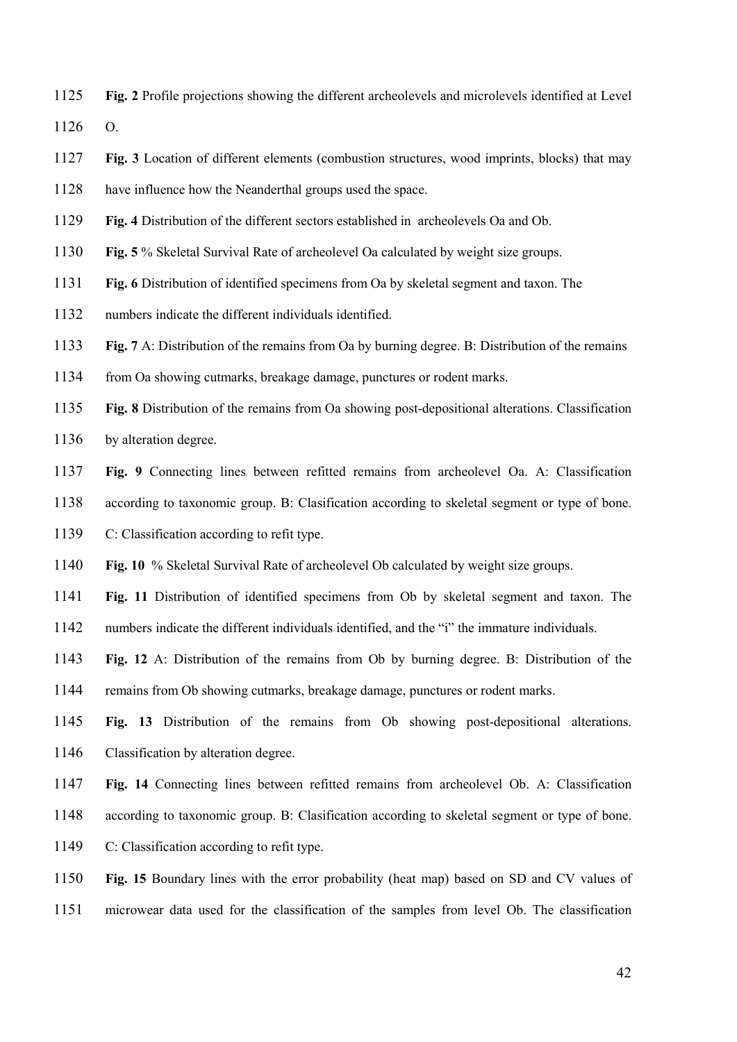**Fig. 2** Profile projections showing the different archeolevels and microlevels identified at Level O.

**Fig. 3** Location of different elements (combustion structures, wood imprints, blocks) that may have influence how the Neanderthal groups used the space.

**Fig. 4** Distribution of the different sectors established in archeolevels Oa and Ob.

**Fig. 5** % Skeletal Survival Rate of archeolevel Oa calculated by weight size groups.

**Fig. 6** Distribution of identified specimens from Oa by skeletal segment and taxon. The numbers indicate the different individuals identified.

**Fig. 7** A: Distribution of the remains from Oa by burning degree. B: Distribution of the remains from Oa showing cutmarks, breakage damage, punctures or rodent marks.

**Fig. 8** Distribution of the remains from Oa showing post-depositional alterations. Classification by alteration degree.

**Fig. 9** Connecting lines between refitted remains from archeolevel Oa. A: Classification according to taxonomic group. B: Clasification according to skeletal segment or type of bone. C: Classification according to refit type.

**Fig. 10** % Skeletal Survival Rate of archeolevel Ob calculated by weight size groups.

**Fig. 11** Distribution of identified specimens from Ob by skeletal segment and taxon. The numbers indicate the different individuals identified, and the "i" the immature individuals.

**Fig. 12** A: Distribution of the remains from Ob by burning degree. B: Distribution of the remains from Ob showing cutmarks, breakage damage, punctures or rodent marks.

**Fig. 13** Distribution of the remains from Ob showing post-depositional alterations. Classification by alteration degree.

**Fig. 14** Connecting lines between refitted remains from archeolevel Ob. A: Classification according to taxonomic group. B: Clasification according to skeletal segment or type of bone. C: Classification according to refit type.

**Fig. 15** Boundary lines with the error probability (heat map) based on SD and CV values of microwear data used for the classification of the samples from level Ob. The classification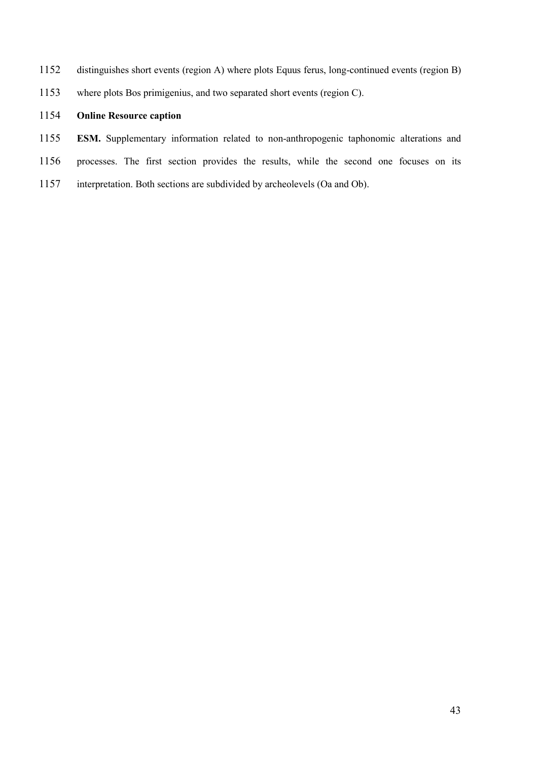distinguishes short events (region A) where plots Equus ferus, long-continued events (region B) where plots Bos primigenius, and two separated short events (region C).

**Online Resource caption**

**ESM.** Supplementary information related to non-anthropogenic taphonomic alterations and processes. The first section provides the results, while the second one focuses on its interpretation. Both sections are subdivided by archeolevels (Oa and Ob).